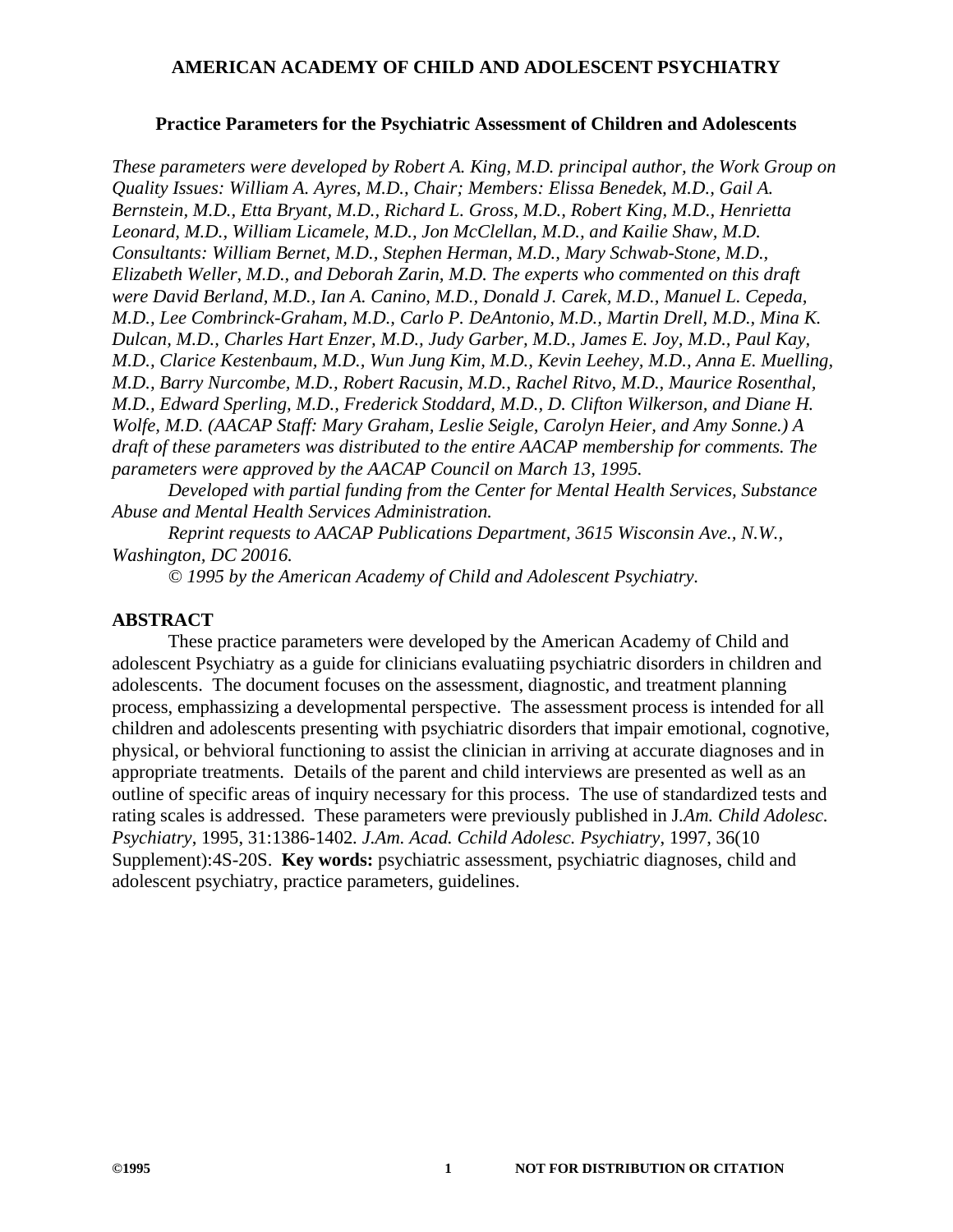# AMERICAN ACADEMY OF CHILD AND ADOLESCENT PSYCHIATRY

## Practice Parameters for the Psychiatric Assessment of Children and Adolescents

*These parameters were developed by Robert A. King, M.D. principal author, the Work Group on Quality Issues: William A. Ayres, M.D., Chair; Members: Elissa Benedek, M.D., Gail A. Bernstein, M.D., Etta Bryant, M.D., Richard L. Gross, M.D., Robert King, M.D., Henrietta Leonard, M.D., William Licamele, M.D., Jon McClellan, M.D., and Kailie Shaw, M.D. Consultants: William Bernet, M.D., Stephen Herman, M.D., Mary Schwab-Stone, M.D., Elizabeth Weller, M.D., and Deborah Zarin, M.D. The experts who commented on this draft were David Berland, M.D., Ian A. Canino, M.D., Donald J. Carek, M.D., Manuel L. Cepeda, M.D., Lee Combrinck-Graham, M.D., Carlo P. DeAntonio, M.D., Martin Drell, M.D., Mina K. Dulcan, M.D., Charles Hart Enzer, M.D., Judy Garber, M.D., James E. Joy, M.D., Paul Kay, M.D., Clarice Kestenbaum, M.D., Wun Jung Kim, M.D., Kevin Leehey, M.D., Anna E. Muelling, M.D., Barry Nurcombe, M.D., Robert Racusin, M.D., Rachel Ritvo, M.D., Maurice Rosenthal, M.D., Edward Sperling, M.D., Frederick Stoddard, M.D., D. Clifton Wilkerson, and Diane H. Wolfe, M.D. (AACAP Staff: Mary Graham, Leslie Seigle, Carolyn Heier, and Amy Sonne.) A draft of these parameters was distributed to the entire AACAP membership for comments. The parameters were approved by the AACAP Council on March 13, 1995.*

*Developed with partial funding from the Center for Mental Health Services, Substance Abuse and Mental Health Services Administration.*

*Reprint requests to AACAP Publications Department, 3615 Wisconsin Ave., N.W., Washington, DC 20016.*

*© 1995 by the American Academy of Child and Adolescent Psychiatry.*

### ABSTRACT

These practice parameters were developed by the American Academy of Child and adolescent Psychiatry as a guide for clinicians evaluatiing psychiatric disorders in children and adolescents. The document focuses on the assessment, diagnostic, and treatment planning process, emphassizing a developmental perspective. The assessment process is intended for all children and adolescents presenting with psychiatric disorders that impair emotional, cognotive, physical, or behvioral functioning to assist the clinician in arriving at accurate diagnoses and in appropriate treatments. Details of the parent and child interviews are presented as well as an outline of specific areas of inquiry necessary for this process. The use of standardized tests and rating scales is addressed. These parameters were previously published in J.*Am. Child Adolesc. Psychiatry*, 1995, 31:1386-1402. *J.Am. Acad. Cchild Adolesc. Psychiatry*, 1997, 36(10 Supplement):4S-20S. **Key words:** psychiatric assessment, psychiatric diagnoses, child and adolescent psychiatry, practice parameters, guidelines.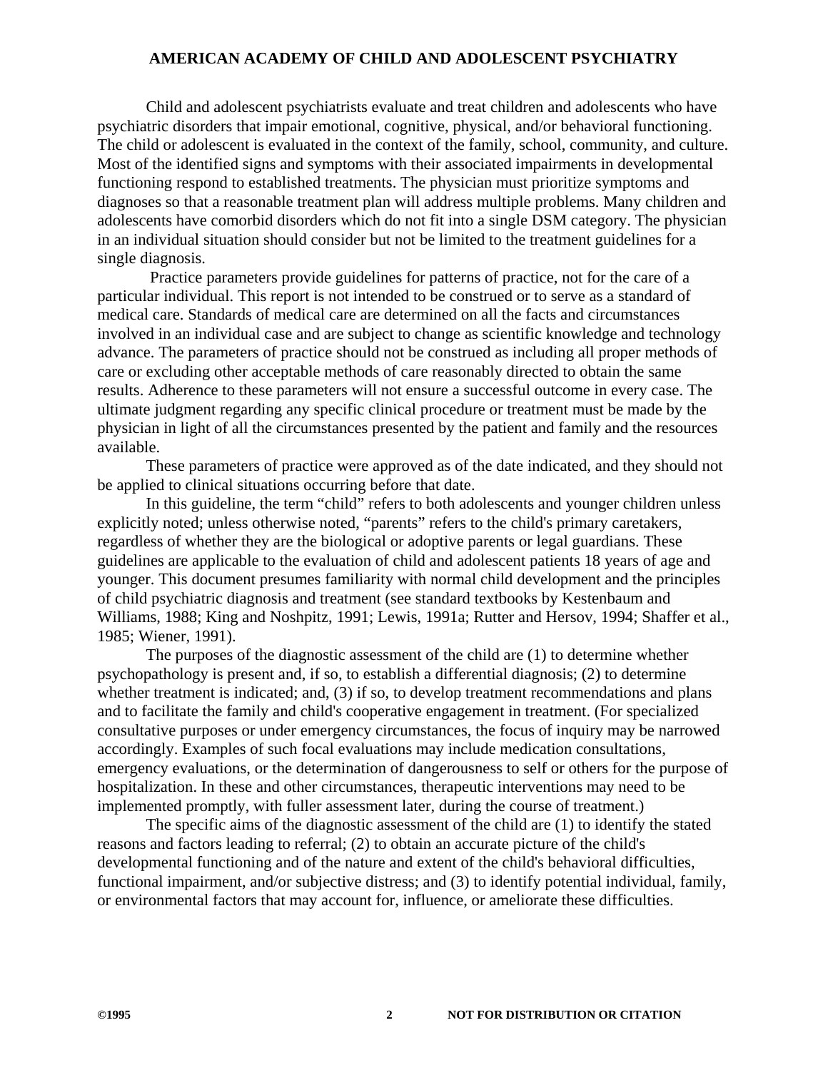**AMERICAN ACADEMY OF CHILD AND ADOLESCENT PSYCHIATRY**

Child and adolescent psychiatrists evaluate and treat children and adolescents who have psychiatric disorders that impair emotional, cognitive, physical, and/or behavioral functioning. The child or adolescent is evaluated in the context of the family, school, community, and culture. Most of the identified signs and symptoms with their associated impairments in developmental functioning respond to established treatments. The physician must prioritize symptoms and diagnoses so that a reasonable treatment plan will address multiple problems. Many children and adolescents have comorbid disorders which do not fit into a single DSM category. The physician in an individual situation should consider but not be limited to the treatment guidelines for a single diagnosis.

Practice parameters provide guidelines for patterns of practice, not for the care of a particular individual. This report is not intended to be construed or to serve as a standard of medical care. Standards of medical care are determined on all the facts and circumstances involved in an individual case and are subject to change as scientific knowledge and technology advance. The parameters of practice should not be construed as including all proper methods of care or excluding other acceptable methods of care reasonably directed to obtain the same results. Adherence to these parameters will not ensure a successful outcome in every case. The ultimate judgment regarding any specific clinical procedure or treatment must be made by the physician in light of all the circumstances presented by the patient and family and the resources available.

These parameters of practice were approved as of the date indicated, and they should not be applied to clinical situations occurring before that date.

In this guideline, the term "child" refers to both adolescents and younger children unless explicitly noted; unless otherwise noted, "parents" refers to the child's primary caretakers, regardless of whether they are the biological or adoptive parents or legal guardians. These guidelines are applicable to the evaluation of child and adolescent patients 18 years of age and younger. This document presumes familiarity with normal child development and the principles of child psychiatric diagnosis and treatment (see standard textbooks by Kestenbaum and Williams, 1988; King and Noshpitz, 1991; Lewis, 1991a; Rutter and Hersov, 1994; Shaffer et al., 1985; Wiener, 1991).

The purposes of the diagnostic assessment of the child are (1) to determine whether psychopathology is present and, if so, to establish a differential diagnosis; (2) to determine whether treatment is indicated; and, (3) if so, to develop treatment recommendations and plans and to facilitate the family and child's cooperative engagement in treatment. (For specialized consultative purposes or under emergency circumstances, the focus of inquiry may be narrowed accordingly. Examples of such focal evaluations may include medication consultations, emergency evaluations, or the determination of dangerousness to self or others for the purpose of hospitalization. In these and other circumstances, therapeutic interventions may need to be implemented promptly, with fuller assessment later, during the course of treatment.)

The specific aims of the diagnostic assessment of the child are (1) to identify the stated reasons and factors leading to referral; (2) to obtain an accurate picture of the child's developmental functioning and of the nature and extent of the child's behavioral difficulties, functional impairment, and/or subjective distress; and (3) to identify potential individual, family, or environmental factors that may account for, influence, or ameliorate these difficulties.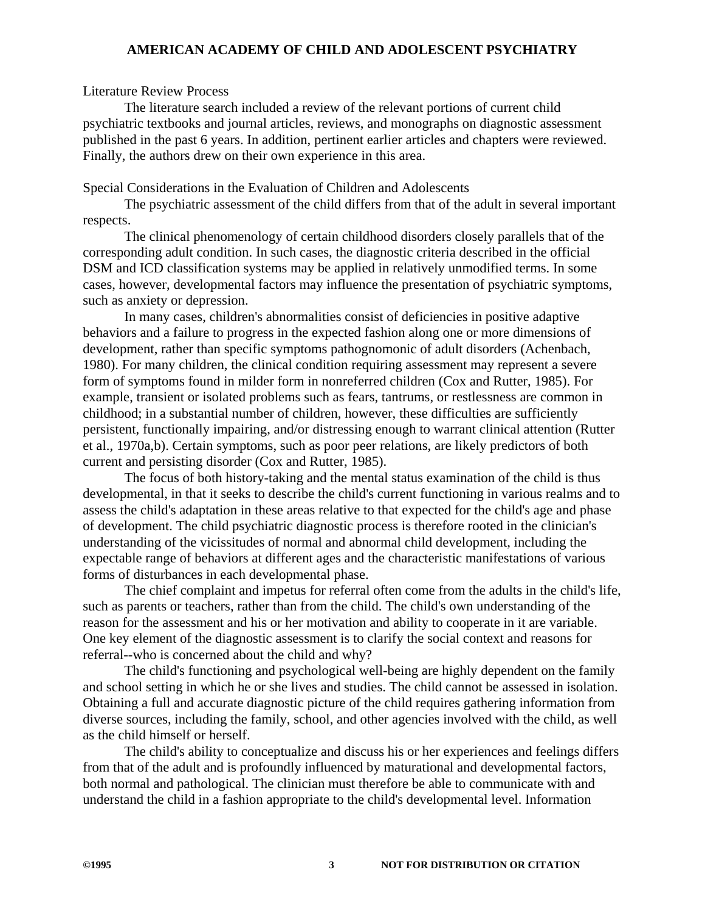Literature Review Process

The literature search included a review of the relevant portions of current child psychiatric textbooks and journal articles, reviews, and monographs on diagnostic assessment published in the past 6 years. In addition, pertinent earlier articles and chapters were reviewed. Finally, the authors drew on their own experience in this area.

Special Considerations in the Evaluation of Children and Adolescents

The psychiatric assessment of the child differs from that of the adult in several important respects.

The clinical phenomenology of certain childhood disorders closely parallels that of the corresponding adult condition. In such cases, the diagnostic criteria described in the official DSM and ICD classification systems may be applied in relatively unmodified terms. In some cases, however, developmental factors may influence the presentation of psychiatric symptoms, such as anxiety or depression.

In many cases, children's abnormalities consist of deficiencies in positive adaptive behaviors and a failure to progress in the expected fashion along one or more dimensions of development, rather than specific symptoms pathognomonic of adult disorders (Achenbach, 1980). For many children, the clinical condition requiring assessment may represent a severe form of symptoms found in milder form in nonreferred children (Cox and Rutter, 1985). For example, transient or isolated problems such as fears, tantrums, or restlessness are common in childhood; in a substantial number of children, however, these difficulties are sufficiently persistent, functionally impairing, and/or distressing enough to warrant clinical attention (Rutter et al., 1970a,b). Certain symptoms, such as poor peer relations, are likely predictors of both current and persisting disorder (Cox and Rutter, 1985).

The focus of both history-taking and the mental status examination of the child is thus developmental, in that it seeks to describe the child's current functioning in various realms and to assess the child's adaptation in these areas relative to that expected for the child's age and phase of development. The child psychiatric diagnostic process is therefore rooted in the clinician's understanding of the vicissitudes of normal and abnormal child development, including the expectable range of behaviors at different ages and the characteristic manifestations of various forms of disturbances in each developmental phase.

The chief complaint and impetus for referral often come from the adults in the child's life, such as parents or teachers, rather than from the child. The child's own understanding of the reason for the assessment and his or her motivation and ability to cooperate in it are variable. One key element of the diagnostic assessment is to clarify the social context and reasons for referral--who is concerned about the child and why?

The child's functioning and psychological well-being are highly dependent on the family and school setting in which he or she lives and studies. The child cannot be assessed in isolation. Obtaining a full and accurate diagnostic picture of the child requires gathering information from diverse sources, including the family, school, and other agencies involved with the child, as well as the child himself or herself.

The child's ability to conceptualize and discuss his or her experiences and feelings differs from that of the adult and is profoundly influenced by maturational and developmental factors, both normal and pathological. The clinician must therefore be able to communicate with and understand the child in a fashion appropriate to the child's developmental level. Information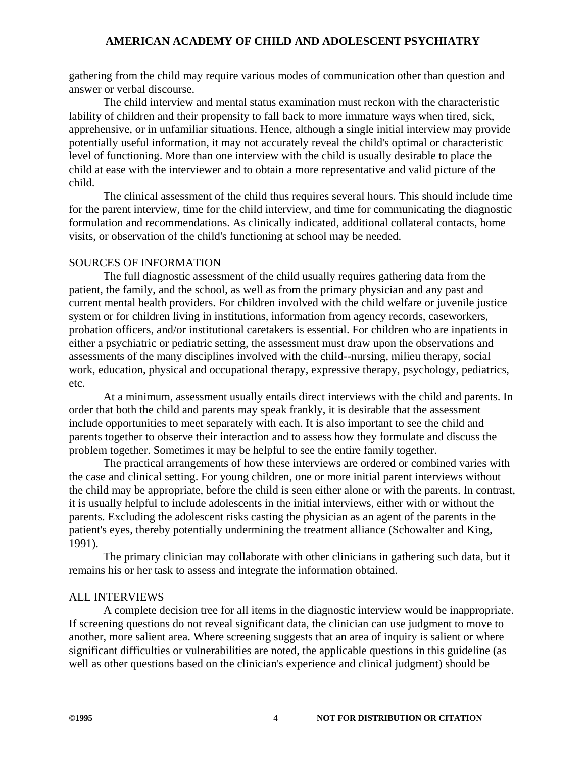gathering from the child may require various modes of communication other than question and answer or verbal discourse.

The child interview and mental status examination must reckon with the characteristic lability of children and their propensity to fall back to more immature ways when tired, sick, apprehensive, or in unfamiliar situations. Hence, although a single initial interview may provide potentially useful information, it may not accurately reveal the child's optimal or characteristic level of functioning. More than one interview with the child is usually desirable to place the child at ease with the interviewer and to obtain a more representative and valid picture of the child.

The clinical assessment of the child thus requires several hours. This should include time for the parent interview, time for the child interview, and time for communicating the diagnostic formulation and recommendations. As clinically indicated, additional collateral contacts, home visits, or observation of the child's functioning at school may be needed.

## SOURCES OF INFORMATION

The full diagnostic assessment of the child usually requires gathering data from the patient, the family, and the school, as well as from the primary physician and any past and current mental health providers. For children involved with the child welfare or juvenile justice system or for children living in institutions, information from agency records, caseworkers, probation officers, and/or institutional caretakers is essential. For children who are inpatients in either a psychiatric or pediatric setting, the assessment must draw upon the observations and assessments of the many disciplines involved with the child--nursing, milieu therapy, social work, education, physical and occupational therapy, expressive therapy, psychology, pediatrics, etc.

At a minimum, assessment usually entails direct interviews with the child and parents. In order that both the child and parents may speak frankly, it is desirable that the assessment include opportunities to meet separately with each. It is also important to see the child and parents together to observe their interaction and to assess how they formulate and discuss the problem together. Sometimes it may be helpful to see the entire family together.

The practical arrangements of how these interviews are ordered or combined varies with the case and clinical setting. For young children, one or more initial parent interviews without the child may be appropriate, before the child is seen either alone or with the parents. In contrast, it is usually helpful to include adolescents in the initial interviews, either with or without the parents. Excluding the adolescent risks casting the physician as an agent of the parents in the patient's eyes, thereby potentially undermining the treatment alliance (Schowalter and King, 1991).

The primary clinician may collaborate with other clinicians in gathering such data, but it remains his or her task to assess and integrate the information obtained.

## ALL INTERVIEWS

A complete decision tree for all items in the diagnostic interview would be inappropriate. If screening questions do not reveal significant data, the clinician can use judgment to move to another, more salient area. Where screening suggests that an area of inquiry is salient or where significant difficulties or vulnerabilities are noted, the applicable questions in this guideline (as well as other questions based on the clinician's experience and clinical judgment) should be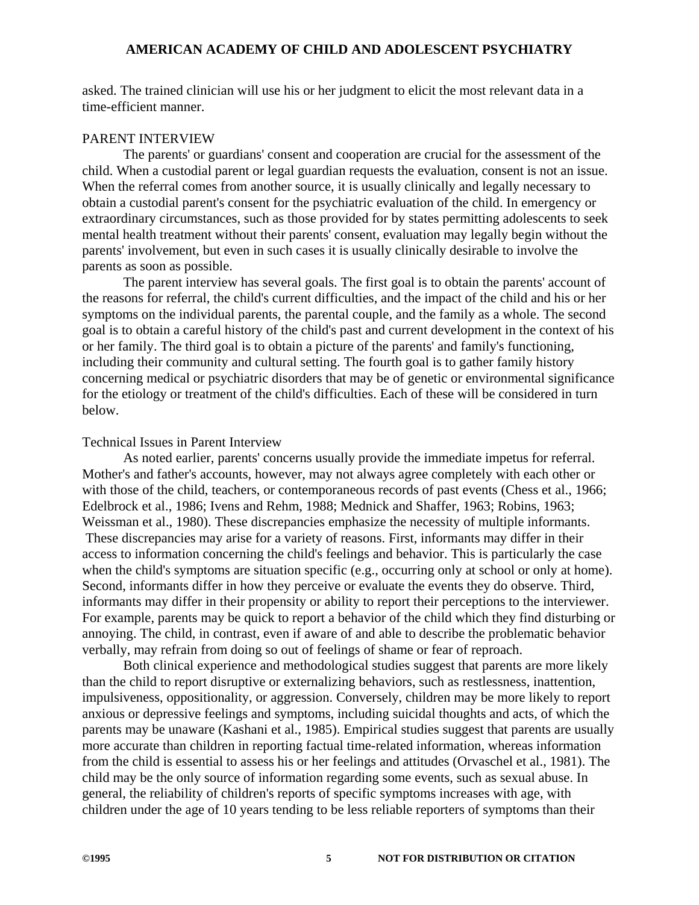asked. The trained clinician will use his or her judgment to elicit the most relevant data in a time-efficient manner.

## PARENT INTERVIEW

The parents' or guardians' consent and cooperation are crucial for the assessment of the child. When a custodial parent or legal guardian requests the evaluation, consent is not an issue. When the referral comes from another source, it is usually clinically and legally necessary to obtain a custodial parent's consent for the psychiatric evaluation of the child. In emergency or extraordinary circumstances, such as those provided for by states permitting adolescents to seek mental health treatment without their parents' consent, evaluation may legally begin without the parents' involvement, but even in such cases it is usually clinically desirable to involve the parents as soon as possible.

The parent interview has several goals. The first goal is to obtain the parents' account of the reasons for referral, the child's current difficulties, and the impact of the child and his or her symptoms on the individual parents, the parental couple, and the family as a whole. The second goal is to obtain a careful history of the child's past and current development in the context of his or her family. The third goal is to obtain a picture of the parents' and family's functioning, including their community and cultural setting. The fourth goal is to gather family history concerning medical or psychiatric disorders that may be of genetic or environmental significance for the etiology or treatment of the child's difficulties. Each of these will be considered in turn below.

### Technical Issues in Parent Interview

As noted earlier, parents' concerns usually provide the immediate impetus for referral. Mother's and father's accounts, however, may not always agree completely with each other or with those of the child, teachers, or contemporaneous records of past events (Chess et al., 1966; Edelbrock et al., 1986; Ivens and Rehm, 1988; Mednick and Shaffer, 1963; Robins, 1963; Weissman et al., 1980). These discrepancies emphasize the necessity of multiple informants. These discrepancies may arise for a variety of reasons. First, informants may differ in their access to information concerning the child's feelings and behavior. This is particularly the case when the child's symptoms are situation specific (e.g., occurring only at school or only at home). Second, informants differ in how they perceive or evaluate the events they do observe. Third, informants may differ in their propensity or ability to report their perceptions to the interviewer. For example, parents may be quick to report a behavior of the child which they find disturbing or annoying. The child, in contrast, even if aware of and able to describe the problematic behavior verbally, may refrain from doing so out of feelings of shame or fear of reproach.

Both clinical experience and methodological studies suggest that parents are more likely than the child to report disruptive or externalizing behaviors, such as restlessness, inattention, impulsiveness, oppositionality, or aggression. Conversely, children may be more likely to report anxious or depressive feelings and symptoms, including suicidal thoughts and acts, of which the parents may be unaware (Kashani et al., 1985). Empirical studies suggest that parents are usually more accurate than children in reporting factual time-related information, whereas information from the child is essential to assess his or her feelings and attitudes (Orvaschel et al., 1981). The child may be the only source of information regarding some events, such as sexual abuse. In general, the reliability of children's reports of specific symptoms increases with age, with children under the age of 10 years tending to be less reliable reporters of symptoms than their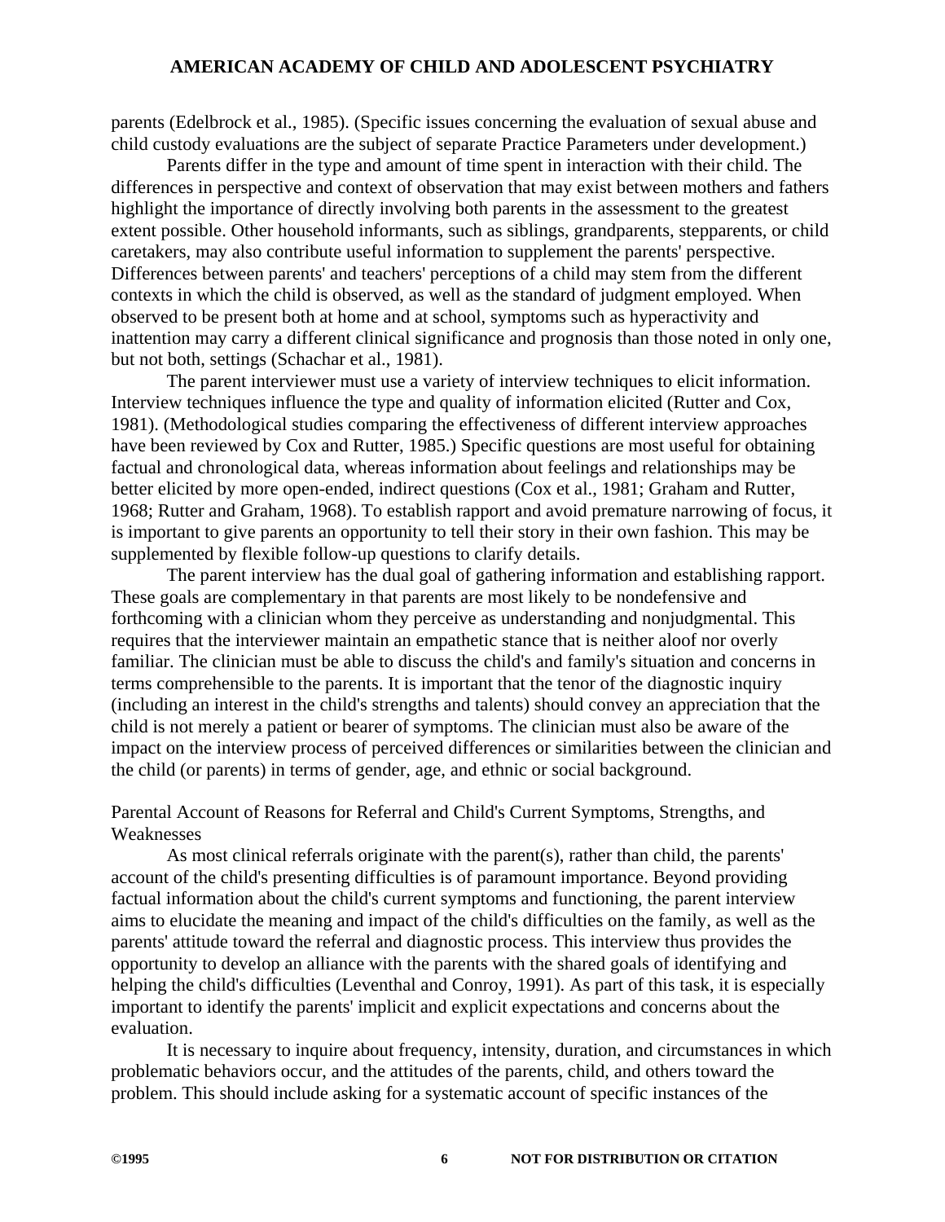parents (Edelbrock et al., 1985). (Specific issues concerning the evaluation of sexual abuse and child custody evaluations are the subject of separate Practice Parameters under development.)

Parents differ in the type and amount of time spent in interaction with their child. The differences in perspective and context of observation that may exist between mothers and fathers highlight the importance of directly involving both parents in the assessment to the greatest extent possible. Other household informants, such as siblings, grandparents, stepparents, or child caretakers, may also contribute useful information to supplement the parents' perspective. Differences between parents' and teachers' perceptions of a child may stem from the different contexts in which the child is observed, as well as the standard of judgment employed. When observed to be present both at home and at school, symptoms such as hyperactivity and inattention may carry a different clinical significance and prognosis than those noted in only one, but not both, settings (Schachar et al., 1981).

The parent interviewer must use a variety of interview techniques to elicit information. Interview techniques influence the type and quality of information elicited (Rutter and Cox, 1981). (Methodological studies comparing the effectiveness of different interview approaches have been reviewed by Cox and Rutter, 1985.) Specific questions are most useful for obtaining factual and chronological data, whereas information about feelings and relationships may be better elicited by more open-ended, indirect questions (Cox et al., 1981; Graham and Rutter, 1968; Rutter and Graham, 1968). To establish rapport and avoid premature narrowing of focus, it is important to give parents an opportunity to tell their story in their own fashion. This may be supplemented by flexible follow-up questions to clarify details.

The parent interview has the dual goal of gathering information and establishing rapport. These goals are complementary in that parents are most likely to be nondefensive and forthcoming with a clinician whom they perceive as understanding and nonjudgmental. This requires that the interviewer maintain an empathetic stance that is neither aloof nor overly familiar. The clinician must be able to discuss the child's and family's situation and concerns in terms comprehensible to the parents. It is important that the tenor of the diagnostic inquiry (including an interest in the child's strengths and talents) should convey an appreciation that the child is not merely a patient or bearer of symptoms. The clinician must also be aware of the impact on the interview process of perceived differences or similarities between the clinician and the child (or parents) in terms of gender, age, and ethnic or social background.

### Parental Account of Reasons for Referral and Child's Current Symptoms, Strengths, and Weaknesses

As most clinical referrals originate with the parent(s), rather than child, the parents' account of the child's presenting difficulties is of paramount importance. Beyond providing factual information about the child's current symptoms and functioning, the parent interview aims to elucidate the meaning and impact of the child's difficulties on the family, as well as the parents' attitude toward the referral and diagnostic process. This interview thus provides the opportunity to develop an alliance with the parents with the shared goals of identifying and helping the child's difficulties (Leventhal and Conroy, 1991). As part of this task, it is especially important to identify the parents' implicit and explicit expectations and concerns about the evaluation.

It is necessary to inquire about frequency, intensity, duration, and circumstances in which problematic behaviors occur, and the attitudes of the parents, child, and others toward the problem. This should include asking for a systematic account of specific instances of the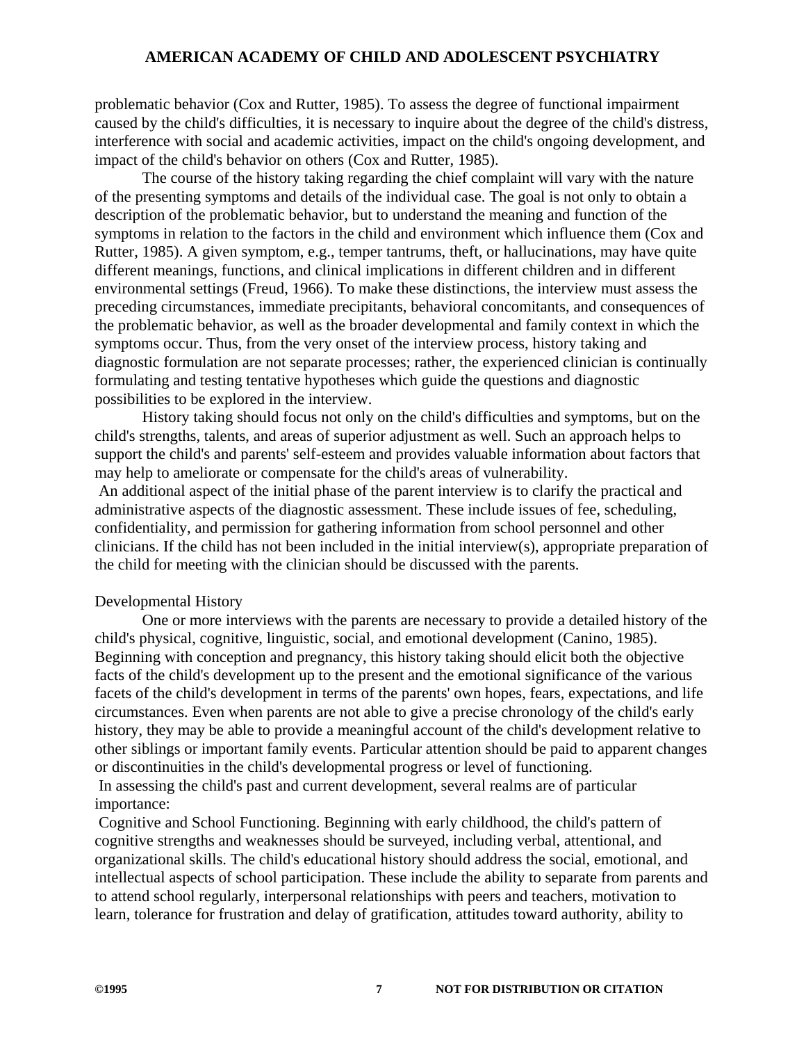problematic behavior (Cox and Rutter, 1985). To assess the degree of functional impairment caused by the child's difficulties, it is necessary to inquire about the degree of the child's distress, interference with social and academic activities, impact on the child's ongoing development, and impact of the child's behavior on others (Cox and Rutter, 1985).

The course of the history taking regarding the chief complaint will vary with the nature of the presenting symptoms and details of the individual case. The goal is not only to obtain a description of the problematic behavior, but to understand the meaning and function of the symptoms in relation to the factors in the child and environment which influence them (Cox and Rutter, 1985). A given symptom, e.g., temper tantrums, theft, or hallucinations, may have quite different meanings, functions, and clinical implications in different children and in different environmental settings (Freud, 1966). To make these distinctions, the interview must assess the preceding circumstances, immediate precipitants, behavioral concomitants, and consequences of the problematic behavior, as well as the broader developmental and family context in which the symptoms occur. Thus, from the very onset of the interview process, history taking and diagnostic formulation are not separate processes; rather, the experienced clinician is continually formulating and testing tentative hypotheses which guide the questions and diagnostic possibilities to be explored in the interview.

History taking should focus not only on the child's difficulties and symptoms, but on the child's strengths, talents, and areas of superior adjustment as well. Such an approach helps to support the child's and parents' self-esteem and provides valuable information about factors that may help to ameliorate or compensate for the child's areas of vulnerability.

An additional aspect of the initial phase of the parent interview is to clarify the practical and administrative aspects of the diagnostic assessment. These include issues of fee, scheduling, confidentiality, and permission for gathering information from school personnel and other clinicians. If the child has not been included in the initial interview(s), appropriate preparation of the child for meeting with the clinician should be discussed with the parents.

## Developmental History

One or more interviews with the parents are necessary to provide a detailed history of the child's physical, cognitive, linguistic, social, and emotional development (Canino, 1985). Beginning with conception and pregnancy, this history taking should elicit both the objective facts of the child's development up to the present and the emotional significance of the various facets of the child's development in terms of the parents' own hopes, fears, expectations, and life circumstances. Even when parents are not able to give a precise chronology of the child's early history, they may be able to provide a meaningful account of the child's development relative to other siblings or important family events. Particular attention should be paid to apparent changes or discontinuities in the child's developmental progress or level of functioning.

In assessing the child's past and current development, several realms are of particular importance:

Cognitive and School Functioning. Beginning with early childhood, the child's pattern of cognitive strengths and weaknesses should be surveyed, including verbal, attentional, and organizational skills. The child's educational history should address the social, emotional, and intellectual aspects of school participation. These include the ability to separate from parents and to attend school regularly, interpersonal relationships with peers and teachers, motivation to learn, tolerance for frustration and delay of gratification, attitudes toward authority, ability to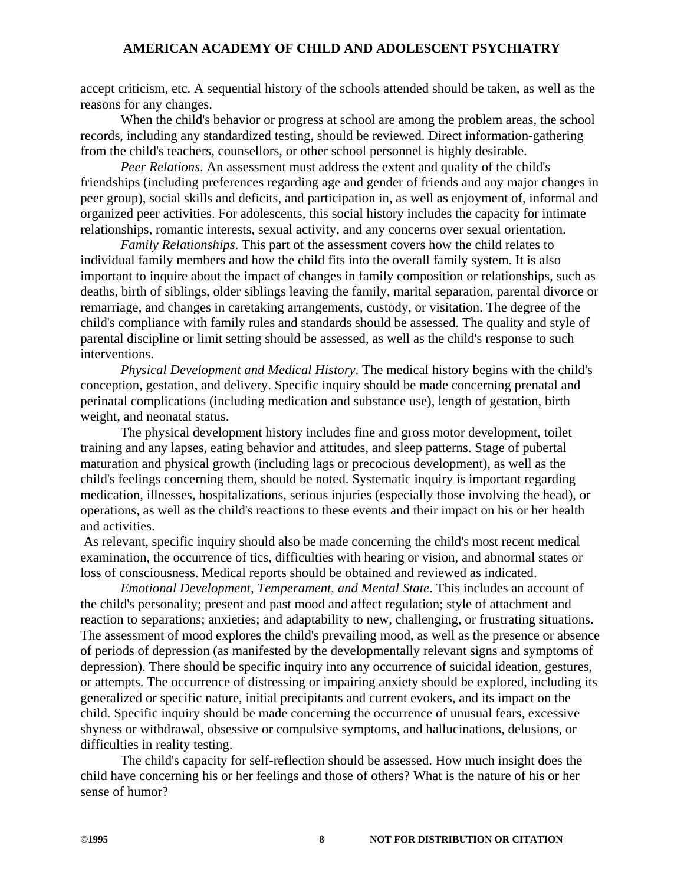accept criticism, etc. A sequential history of the schools attended should be taken, as well as the reasons for any changes.

When the child's behavior or progress at school are among the problem areas, the school records, including any standardized testing, should be reviewed. Direct information-gathering from the child's teachers, counsellors, or other school personnel is highly desirable.

*Peer Relations*. An assessment must address the extent and quality of the child's friendships (including preferences regarding age and gender of friends and any major changes in peer group), social skills and deficits, and participation in, as well as enjoyment of, informal and organized peer activities. For adolescents, this social history includes the capacity for intimate relationships, romantic interests, sexual activity, and any concerns over sexual orientation.

*Family Relationships*. This part of the assessment covers how the child relates to individual family members and how the child fits into the overall family system. It is also important to inquire about the impact of changes in family composition or relationships, such as deaths, birth of siblings, older siblings leaving the family, marital separation, parental divorce or remarriage, and changes in caretaking arrangements, custody, or visitation. The degree of the child's compliance with family rules and standards should be assessed. The quality and style of parental discipline or limit setting should be assessed, as well as the child's response to such interventions.

*Physical Development and Medical History*. The medical history begins with the child's conception, gestation, and delivery. Specific inquiry should be made concerning prenatal and perinatal complications (including medication and substance use), length of gestation, birth weight, and neonatal status.

The physical development history includes fine and gross motor development, toilet training and any lapses, eating behavior and attitudes, and sleep patterns. Stage of pubertal maturation and physical growth (including lags or precocious development), as well as the child's feelings concerning them, should be noted. Systematic inquiry is important regarding medication, illnesses, hospitalizations, serious injuries (especially those involving the head), or operations, as well as the child's reactions to these events and their impact on his or her health and activities.

As relevant, specific inquiry should also be made concerning the child's most recent medical examination, the occurrence of tics, difficulties with hearing or vision, and abnormal states or loss of consciousness. Medical reports should be obtained and reviewed as indicated.

*Emotional Development, Temperament, and Mental State*. This includes an account of the child's personality; present and past mood and affect regulation; style of attachment and reaction to separations; anxieties; and adaptability to new, challenging, or frustrating situations. The assessment of mood explores the child's prevailing mood, as well as the presence or absence of periods of depression (as manifested by the developmentally relevant signs and symptoms of depression). There should be specific inquiry into any occurrence of suicidal ideation, gestures, or attempts. The occurrence of distressing or impairing anxiety should be explored, including its generalized or specific nature, initial precipitants and current evokers, and its impact on the child. Specific inquiry should be made concerning the occurrence of unusual fears, excessive shyness or withdrawal, obsessive or compulsive symptoms, and hallucinations, delusions, or difficulties in reality testing.

The child's capacity for self-reflection should be assessed. How much insight does the child have concerning his or her feelings and those of others? What is the nature of his or her sense of humor?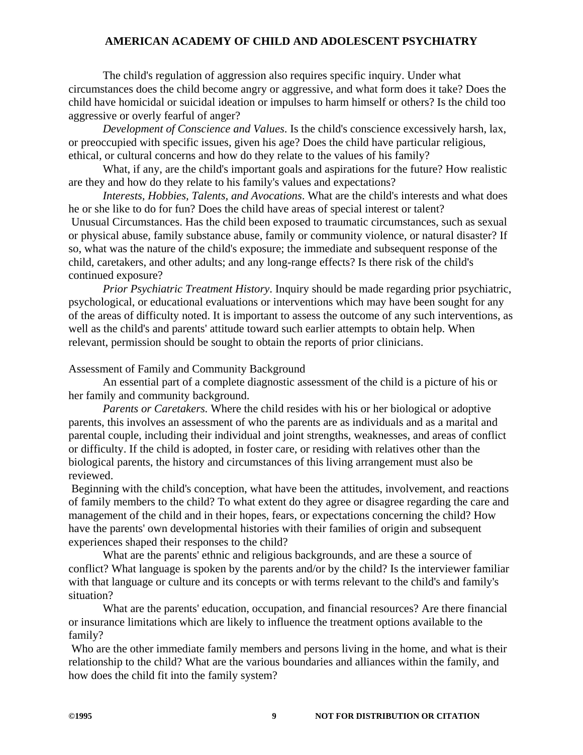The child's regulation of aggression also requires specific inquiry. Under what circumstances does the child become angry or aggressive, and what form does it take? Does the child have homicidal or suicidal ideation or impulses to harm himself or others? Is the child too aggressive or overly fearful of anger?

*Development of Conscience and Values*. Is the child's conscience excessively harsh, lax, or preoccupied with specific issues, given his age? Does the child have particular religious, ethical, or cultural concerns and how do they relate to the values of his family?

What, if any, are the child's important goals and aspirations for the future? How realistic are they and how do they relate to his family's values and expectations?

*Interests, Hobbies, Talents, and Avocations*. What are the child's interests and what does he or she like to do for fun? Does the child have areas of special interest or talent?

Unusual Circumstances. Has the child been exposed to traumatic circumstances, such as sexual or physical abuse, family substance abuse, family or community violence, or natural disaster? If so, what was the nature of the child's exposure; the immediate and subsequent response of the child, caretakers, and other adults; and any long-range effects? Is there risk of the child's continued exposure?

*Prior Psychiatric Treatment History*. Inquiry should be made regarding prior psychiatric, psychological, or educational evaluations or interventions which may have been sought for any of the areas of difficulty noted. It is important to assess the outcome of any such interventions, as well as the child's and parents' attitude toward such earlier attempts to obtain help. When relevant, permission should be sought to obtain the reports of prior clinicians.

Assessment of Family and Community Background

An essential part of a complete diagnostic assessment of the child is a picture of his or her family and community background.

*Parents or Caretakers.* Where the child resides with his or her biological or adoptive parents, this involves an assessment of who the parents are as individuals and as a marital and parental couple, including their individual and joint strengths, weaknesses, and areas of conflict or difficulty. If the child is adopted, in foster care, or residing with relatives other than the biological parents, the history and circumstances of this living arrangement must also be reviewed.

Beginning with the child's conception, what have been the attitudes, involvement, and reactions of family members to the child? To what extent do they agree or disagree regarding the care and management of the child and in their hopes, fears, or expectations concerning the child? How have the parents' own developmental histories with their families of origin and subsequent experiences shaped their responses to the child?

What are the parents' ethnic and religious backgrounds, and are these a source of conflict? What language is spoken by the parents and/or by the child? Is the interviewer familiar with that language or culture and its concepts or with terms relevant to the child's and family's situation?

What are the parents' education, occupation, and financial resources? Are there financial or insurance limitations which are likely to influence the treatment options available to the family?

Who are the other immediate family members and persons living in the home, and what is their relationship to the child? What are the various boundaries and alliances within the family, and how does the child fit into the family system?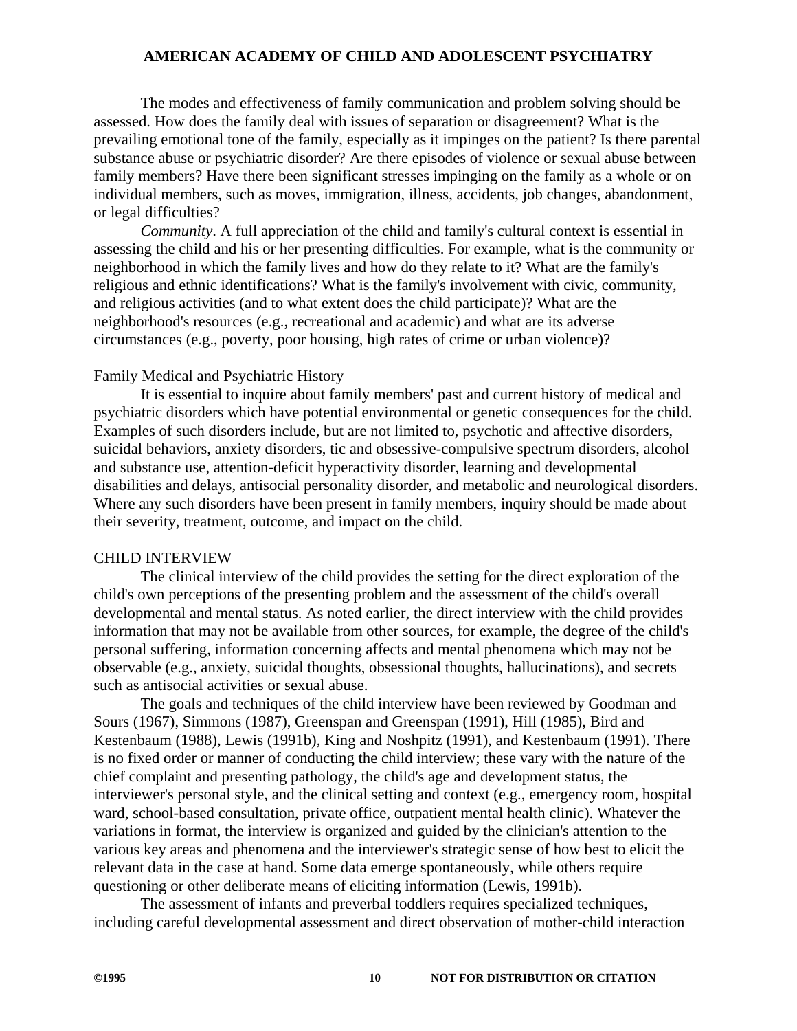The modes and effectiveness of family communication and problem solving should be assessed. How does the family deal with issues of separation or disagreement? What is the prevailing emotional tone of the family, especially as it impinges on the patient? Is there parental substance abuse or psychiatric disorder? Are there episodes of violence or sexual abuse between family members? Have there been significant stresses impinging on the family as a whole or on individual members, such as moves, immigration, illness, accidents, job changes, abandonment, or legal difficulties?

*Community*. A full appreciation of the child and family's cultural context is essential in assessing the child and his or her presenting difficulties. For example, what is the community or neighborhood in which the family lives and how do they relate to it? What are the family's religious and ethnic identifications? What is the family's involvement with civic, community, and religious activities (and to what extent does the child participate)? What are the neighborhood's resources (e.g., recreational and academic) and what are its adverse circumstances (e.g., poverty, poor housing, high rates of crime or urban violence)?

### Family Medical and Psychiatric History

It is essential to inquire about family members' past and current history of medical and psychiatric disorders which have potential environmental or genetic consequences for the child. Examples of such disorders include, but are not limited to, psychotic and affective disorders, suicidal behaviors, anxiety disorders, tic and obsessive-compulsive spectrum disorders, alcohol and substance use, attention-deficit hyperactivity disorder, learning and developmental disabilities and delays, antisocial personality disorder, and metabolic and neurological disorders. Where any such disorders have been present in family members, inquiry should be made about their severity, treatment, outcome, and impact on the child.

## CHILD INTERVIEW

The clinical interview of the child provides the setting for the direct exploration of the child's own perceptions of the presenting problem and the assessment of the child's overall developmental and mental status. As noted earlier, the direct interview with the child provides information that may not be available from other sources, for example, the degree of the child's personal suffering, information concerning affects and mental phenomena which may not be observable (e.g., anxiety, suicidal thoughts, obsessional thoughts, hallucinations), and secrets such as antisocial activities or sexual abuse.

The goals and techniques of the child interview have been reviewed by Goodman and Sours (1967), Simmons (1987), Greenspan and Greenspan (1991), Hill (1985), Bird and Kestenbaum (1988), Lewis (1991b), King and Noshpitz (1991), and Kestenbaum (1991). There is no fixed order or manner of conducting the child interview; these vary with the nature of the chief complaint and presenting pathology, the child's age and development status, the interviewer's personal style, and the clinical setting and context (e.g., emergency room, hospital ward, school-based consultation, private office, outpatient mental health clinic). Whatever the variations in format, the interview is organized and guided by the clinician's attention to the various key areas and phenomena and the interviewer's strategic sense of how best to elicit the relevant data in the case at hand. Some data emerge spontaneously, while others require questioning or other deliberate means of eliciting information (Lewis, 1991b).

The assessment of infants and preverbal toddlers requires specialized techniques, including careful developmental assessment and direct observation of mother-child interaction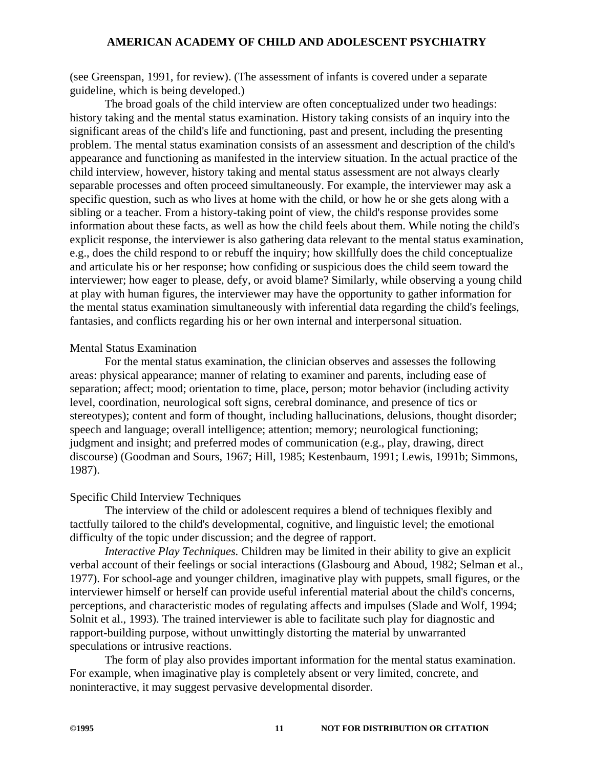(see Greenspan, 1991, for review). (The assessment of infants is covered under a separate guideline, which is being developed.)

The broad goals of the child interview are often conceptualized under two headings: history taking and the mental status examination. History taking consists of an inquiry into the significant areas of the child's life and functioning, past and present, including the presenting problem. The mental status examination consists of an assessment and description of the child's appearance and functioning as manifested in the interview situation. In the actual practice of the child interview, however, history taking and mental status assessment are not always clearly separable processes and often proceed simultaneously. For example, the interviewer may ask a specific question, such as who lives at home with the child, or how he or she gets along with a sibling or a teacher. From a history-taking point of view, the child's response provides some information about these facts, as well as how the child feels about them. While noting the child's explicit response, the interviewer is also gathering data relevant to the mental status examination, e.g., does the child respond to or rebuff the inquiry; how skillfully does the child conceptualize and articulate his or her response; how confiding or suspicious does the child seem toward the interviewer; how eager to please, defy, or avoid blame? Similarly, while observing a young child at play with human figures, the interviewer may have the opportunity to gather information for the mental status examination simultaneously with inferential data regarding the child's feelings, fantasies, and conflicts regarding his or her own internal and interpersonal situation.

### Mental Status Examination

For the mental status examination, the clinician observes and assesses the following areas: physical appearance; manner of relating to examiner and parents, including ease of separation; affect; mood; orientation to time, place, person; motor behavior (including activity level, coordination, neurological soft signs, cerebral dominance, and presence of tics or stereotypes); content and form of thought, including hallucinations, delusions, thought disorder; speech and language; overall intelligence; attention; memory; neurological functioning; judgment and insight; and preferred modes of communication (e.g., play, drawing, direct discourse) (Goodman and Sours, 1967; Hill, 1985; Kestenbaum, 1991; Lewis, 1991b; Simmons, 1987).

### Specific Child Interview Techniques

The interview of the child or adolescent requires a blend of techniques flexibly and tactfully tailored to the child's developmental, cognitive, and linguistic level; the emotional difficulty of the topic under discussion; and the degree of rapport.

*Interactive Play Techniques.* Children may be limited in their ability to give an explicit verbal account of their feelings or social interactions (Glasbourg and Aboud, 1982; Selman et al., 1977). For school-age and younger children, imaginative play with puppets, small figures, or the interviewer himself or herself can provide useful inferential material about the child's concerns, perceptions, and characteristic modes of regulating affects and impulses (Slade and Wolf, 1994; Solnit et al., 1993). The trained interviewer is able to facilitate such play for diagnostic and rapport-building purpose, without unwittingly distorting the material by unwarranted speculations or intrusive reactions.

The form of play also provides important information for the mental status examination. For example, when imaginative play is completely absent or very limited, concrete, and noninteractive, it may suggest pervasive developmental disorder.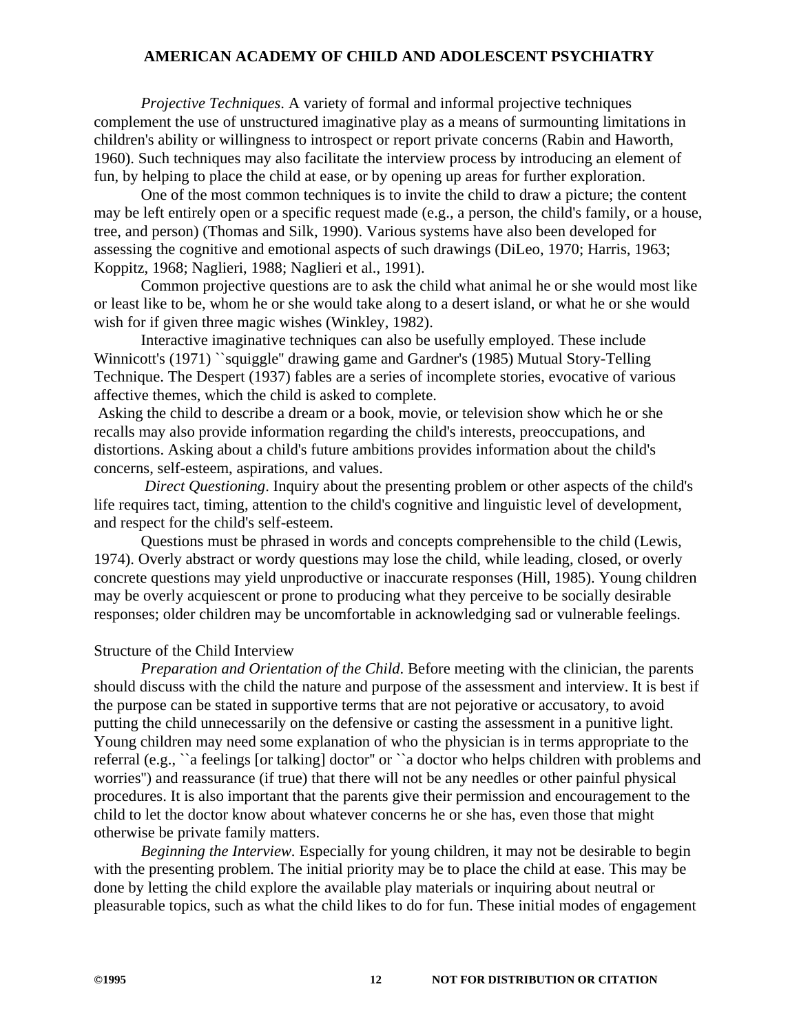*Projective Techniques*. A variety of formal and informal projective techniques complement the use of unstructured imaginative play as a means of surmounting limitations in children's ability or willingness to introspect or report private concerns (Rabin and Haworth, 1960). Such techniques may also facilitate the interview process by introducing an element of fun, by helping to place the child at ease, or by opening up areas for further exploration.

One of the most common techniques is to invite the child to draw a picture; the content may be left entirely open or a specific request made (e.g., a person, the child's family, or a house, tree, and person) (Thomas and Silk, 1990). Various systems have also been developed for assessing the cognitive and emotional aspects of such drawings (DiLeo, 1970; Harris, 1963; Koppitz, 1968; Naglieri, 1988; Naglieri et al., 1991).

Common projective questions are to ask the child what animal he or she would most like or least like to be, whom he or she would take along to a desert island, or what he or she would wish for if given three magic wishes (Winkley, 1982).

Interactive imaginative techniques can also be usefully employed. These include Winnicott's (1971) ``squiggle'' drawing game and Gardner's (1985) Mutual Story-Telling Technique. The Despert (1937) fables are a series of incomplete stories, evocative of various affective themes, which the child is asked to complete.

Asking the child to describe a dream or a book, movie, or television show which he or she recalls may also provide information regarding the child's interests, preoccupations, and distortions. Asking about a child's future ambitions provides information about the child's concerns, self-esteem, aspirations, and values.

*Direct Questioning*. Inquiry about the presenting problem or other aspects of the child's life requires tact, timing, attention to the child's cognitive and linguistic level of development, and respect for the child's self-esteem.

Questions must be phrased in words and concepts comprehensible to the child (Lewis, 1974). Overly abstract or wordy questions may lose the child, while leading, closed, or overly concrete questions may yield unproductive or inaccurate responses (Hill, 1985). Young children may be overly acquiescent or prone to producing what they perceive to be socially desirable responses; older children may be uncomfortable in acknowledging sad or vulnerable feelings.

Structure of the Child Interview

*Preparation and Orientation of the Child*. Before meeting with the clinician, the parents should discuss with the child the nature and purpose of the assessment and interview. It is best if the purpose can be stated in supportive terms that are not pejorative or accusatory, to avoid putting the child unnecessarily on the defensive or casting the assessment in a punitive light. Young children may need some explanation of who the physician is in terms appropriate to the referral (e.g., ``a feelings [or talking] doctor'' or ``a doctor who helps children with problems and worries'') and reassurance (if true) that there will not be any needles or other painful physical procedures. It is also important that the parents give their permission and encouragement to the child to let the doctor know about whatever concerns he or she has, even those that might otherwise be private family matters.

*Beginning the Interview.* Especially for young children, it may not be desirable to begin with the presenting problem. The initial priority may be to place the child at ease. This may be done by letting the child explore the available play materials or inquiring about neutral or pleasurable topics, such as what the child likes to do for fun. These initial modes of engagement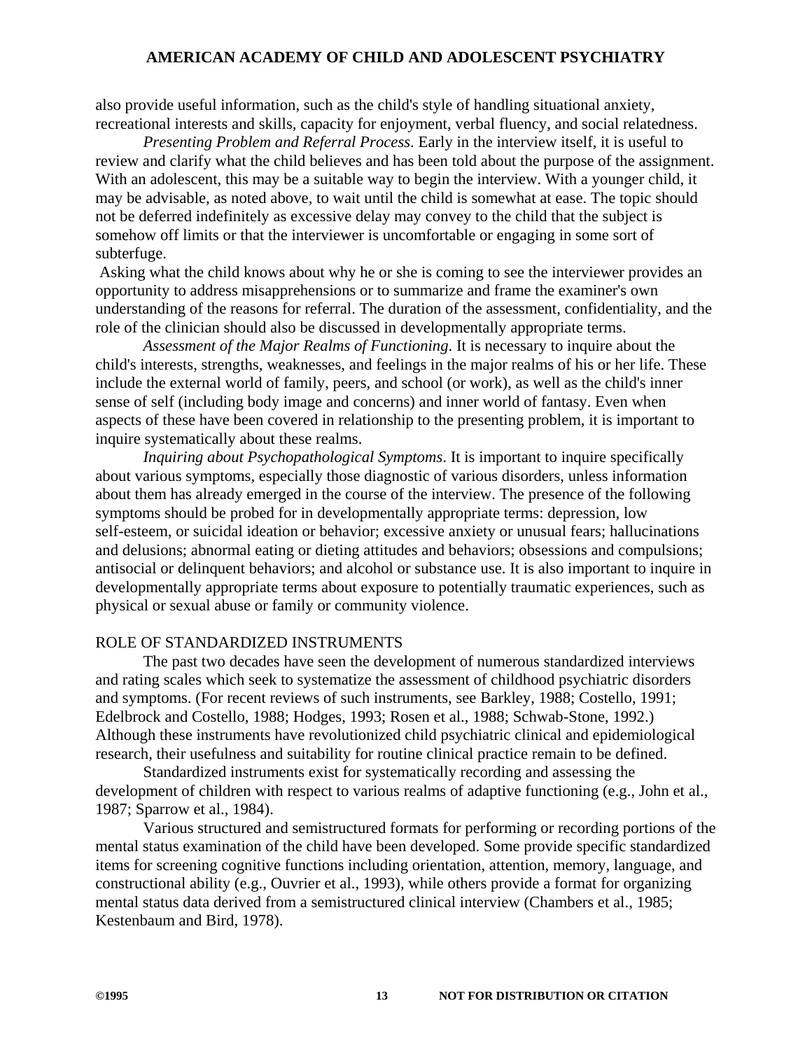also provide useful information, such as the child's style of handling situational anxiety, recreational interests and skills, capacity for enjoyment, verbal fluency, and social relatedness.

*Presenting Problem and Referral Process*. Early in the interview itself, it is useful to review and clarify what the child believes and has been told about the purpose of the assignment. With an adolescent, this may be a suitable way to begin the interview. With a younger child, it may be advisable, as noted above, to wait until the child is somewhat at ease. The topic should not be deferred indefinitely as excessive delay may convey to the child that the subject is somehow off limits or that the interviewer is uncomfortable or engaging in some sort of subterfuge.

Asking what the child knows about why he or she is coming to see the interviewer provides an opportunity to address misapprehensions or to summarize and frame the examiner's own understanding of the reasons for referral. The duration of the assessment, confidentiality, and the role of the clinician should also be discussed in developmentally appropriate terms.

*Assessment of the Major Realms of Functioning*. It is necessary to inquire about the child's interests, strengths, weaknesses, and feelings in the major realms of his or her life. These include the external world of family, peers, and school (or work), as well as the child's inner sense of self (including body image and concerns) and inner world of fantasy. Even when aspects of these have been covered in relationship to the presenting problem, it is important to inquire systematically about these realms.

*Inquiring about Psychopathological Symptoms*. It is important to inquire specifically about various symptoms, especially those diagnostic of various disorders, unless information about them has already emerged in the course of the interview. The presence of the following symptoms should be probed for in developmentally appropriate terms: depression, low self-esteem, or suicidal ideation or behavior; excessive anxiety or unusual fears; hallucinations and delusions; abnormal eating or dieting attitudes and behaviors; obsessions and compulsions; antisocial or delinquent behaviors; and alcohol or substance use. It is also important to inquire in developmentally appropriate terms about exposure to potentially traumatic experiences, such as physical or sexual abuse or family or community violence.

## ROLE OF STANDARDIZED INSTRUMENTS

The past two decades have seen the development of numerous standardized interviews and rating scales which seek to systematize the assessment of childhood psychiatric disorders and symptoms. (For recent reviews of such instruments, see Barkley, 1988; Costello, 1991; Edelbrock and Costello, 1988; Hodges, 1993; Rosen et al., 1988; Schwab-Stone, 1992.) Although these instruments have revolutionized child psychiatric clinical and epidemiological research, their usefulness and suitability for routine clinical practice remain to be defined.

Standardized instruments exist for systematically recording and assessing the development of children with respect to various realms of adaptive functioning (e.g., John et al., 1987; Sparrow et al., 1984).

Various structured and semistructured formats for performing or recording portions of the mental status examination of the child have been developed. Some provide specific standardized items for screening cognitive functions including orientation, attention, memory, language, and constructional ability (e.g., Ouvrier et al., 1993), while others provide a format for organizing mental status data derived from a semistructured clinical interview (Chambers et al., 1985; Kestenbaum and Bird, 1978).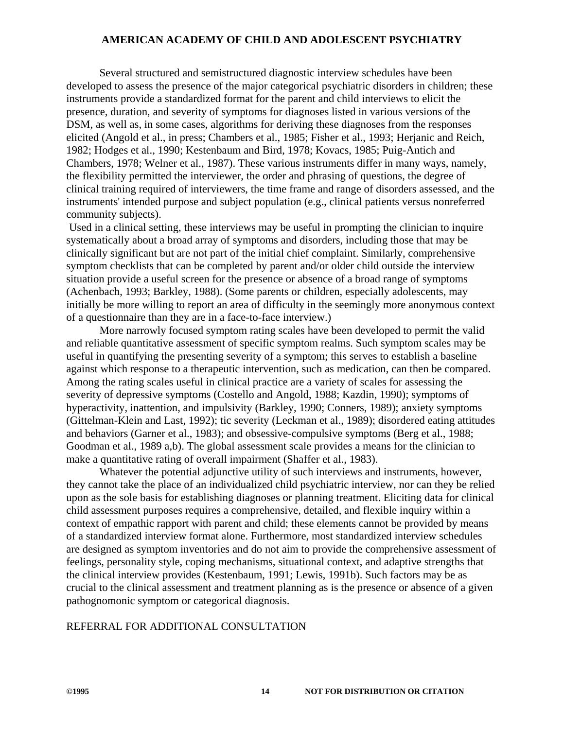Several structured and semistructured diagnostic interview schedules have been developed to assess the presence of the major categorical psychiatric disorders in children; these instruments provide a standardized format for the parent and child interviews to elicit the presence, duration, and severity of symptoms for diagnoses listed in various versions of the DSM, as well as, in some cases, algorithms for deriving these diagnoses from the responses elicited (Angold et al., in press; Chambers et al., 1985; Fisher et al., 1993; Herjanic and Reich, 1982; Hodges et al., 1990; Kestenbaum and Bird, 1978; Kovacs, 1985; Puig-Antich and Chambers, 1978; Welner et al., 1987). These various instruments differ in many ways, namely, the flexibility permitted the interviewer, the order and phrasing of questions, the degree of clinical training required of interviewers, the time frame and range of disorders assessed, and the instruments' intended purpose and subject population (e.g., clinical patients versus nonreferred community subjects).

Used in a clinical setting, these interviews may be useful in prompting the clinician to inquire systematically about a broad array of symptoms and disorders, including those that may be clinically significant but are not part of the initial chief complaint. Similarly, comprehensive symptom checklists that can be completed by parent and/or older child outside the interview situation provide a useful screen for the presence or absence of a broad range of symptoms (Achenbach, 1993; Barkley, 1988). (Some parents or children, especially adolescents, may initially be more willing to report an area of difficulty in the seemingly more anonymous context of a questionnaire than they are in a face-to-face interview.)

More narrowly focused symptom rating scales have been developed to permit the valid and reliable quantitative assessment of specific symptom realms. Such symptom scales may be useful in quantifying the presenting severity of a symptom; this serves to establish a baseline against which response to a therapeutic intervention, such as medication, can then be compared. Among the rating scales useful in clinical practice are a variety of scales for assessing the severity of depressive symptoms (Costello and Angold, 1988; Kazdin, 1990); symptoms of hyperactivity, inattention, and impulsivity (Barkley, 1990; Conners, 1989); anxiety symptoms (Gittelman-Klein and Last, 1992); tic severity (Leckman et al., 1989); disordered eating attitudes and behaviors (Garner et al., 1983); and obsessive-compulsive symptoms (Berg et al., 1988; Goodman et al., 1989 a,b). The global assessment scale provides a means for the clinician to make a quantitative rating of overall impairment (Shaffer et al., 1983).

Whatever the potential adjunctive utility of such interviews and instruments, however, they cannot take the place of an individualized child psychiatric interview, nor can they be relied upon as the sole basis for establishing diagnoses or planning treatment. Eliciting data for clinical child assessment purposes requires a comprehensive, detailed, and flexible inquiry within a context of empathic rapport with parent and child; these elements cannot be provided by means of a standardized interview format alone. Furthermore, most standardized interview schedules are designed as symptom inventories and do not aim to provide the comprehensive assessment of feelings, personality style, coping mechanisms, situational context, and adaptive strengths that the clinical interview provides (Kestenbaum, 1991; Lewis, 1991b). Such factors may be as crucial to the clinical assessment and treatment planning as is the presence or absence of a given pathognomonic symptom or categorical diagnosis.

## REFERRAL FOR ADDITIONAL CONSULTATION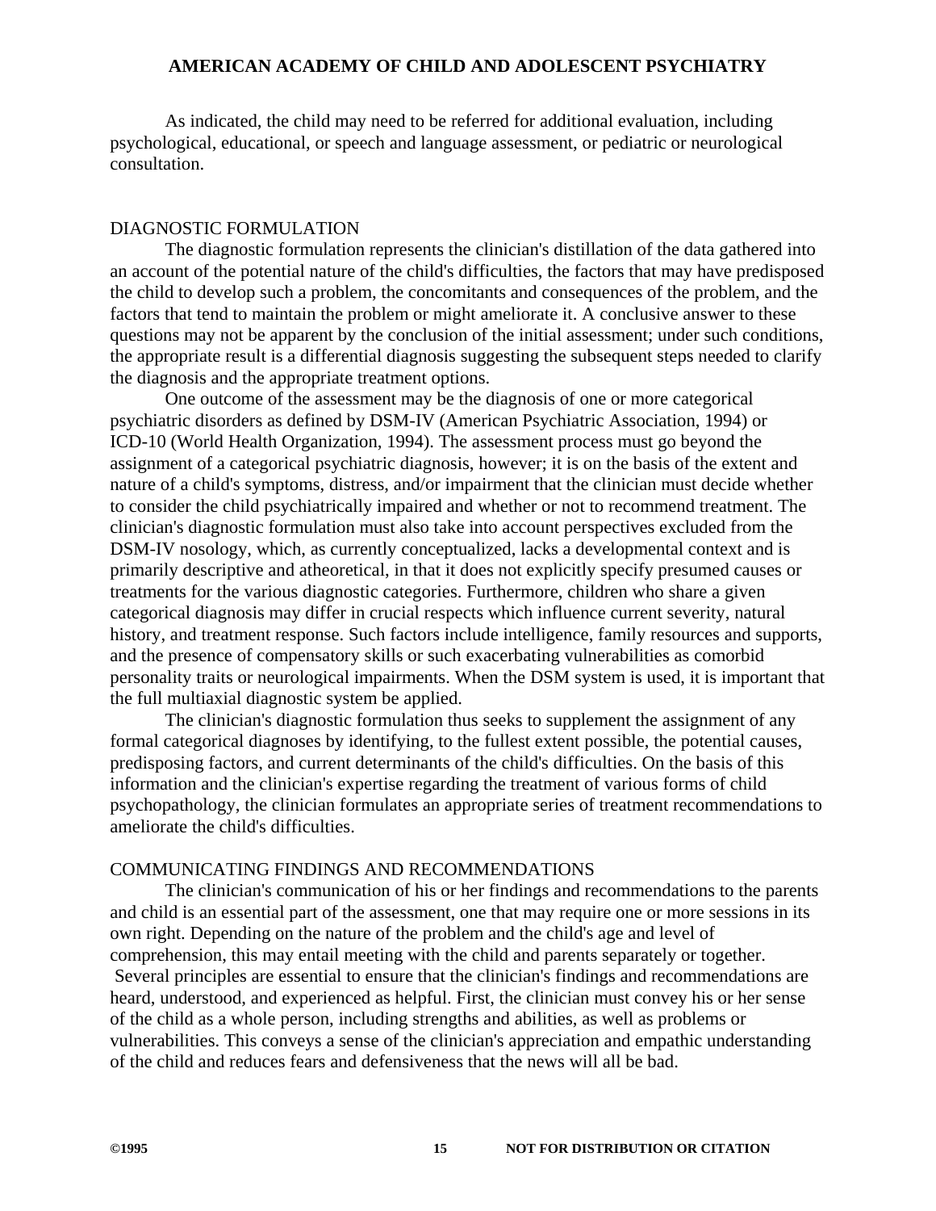As indicated, the child may need to be referred for additional evaluation, including psychological, educational, or speech and language assessment, or pediatric or neurological consultation.

## DIAGNOSTIC FORMULATION

The diagnostic formulation represents the clinician's distillation of the data gathered into an account of the potential nature of the child's difficulties, the factors that may have predisposed the child to develop such a problem, the concomitants and consequences of the problem, and the factors that tend to maintain the problem or might ameliorate it. A conclusive answer to these questions may not be apparent by the conclusion of the initial assessment; under such conditions, the appropriate result is a differential diagnosis suggesting the subsequent steps needed to clarify the diagnosis and the appropriate treatment options.

One outcome of the assessment may be the diagnosis of one or more categorical psychiatric disorders as defined by DSM-IV (American Psychiatric Association, 1994) or ICD-10 (World Health Organization, 1994). The assessment process must go beyond the assignment of a categorical psychiatric diagnosis, however; it is on the basis of the extent and nature of a child's symptoms, distress, and/or impairment that the clinician must decide whether to consider the child psychiatrically impaired and whether or not to recommend treatment. The clinician's diagnostic formulation must also take into account perspectives excluded from the DSM-IV nosology, which, as currently conceptualized, lacks a developmental context and is primarily descriptive and atheoretical, in that it does not explicitly specify presumed causes or treatments for the various diagnostic categories. Furthermore, children who share a given categorical diagnosis may differ in crucial respects which influence current severity, natural history, and treatment response. Such factors include intelligence, family resources and supports, and the presence of compensatory skills or such exacerbating vulnerabilities as comorbid personality traits or neurological impairments. When the DSM system is used, it is important that the full multiaxial diagnostic system be applied.

The clinician's diagnostic formulation thus seeks to supplement the assignment of any formal categorical diagnoses by identifying, to the fullest extent possible, the potential causes, predisposing factors, and current determinants of the child's difficulties. On the basis of this information and the clinician's expertise regarding the treatment of various forms of child psychopathology, the clinician formulates an appropriate series of treatment recommendations to ameliorate the child's difficulties.

## COMMUNICATING FINDINGS AND RECOMMENDATIONS

The clinician's communication of his or her findings and recommendations to the parents and child is an essential part of the assessment, one that may require one or more sessions in its own right. Depending on the nature of the problem and the child's age and level of comprehension, this may entail meeting with the child and parents separately or together. Several principles are essential to ensure that the clinician's findings and recommendations are heard, understood, and experienced as helpful. First, the clinician must convey his or her sense of the child as a whole person, including strengths and abilities, as well as problems or vulnerabilities. This conveys a sense of the clinician's appreciation and empathic understanding of the child and reduces fears and defensiveness that the news will all be bad.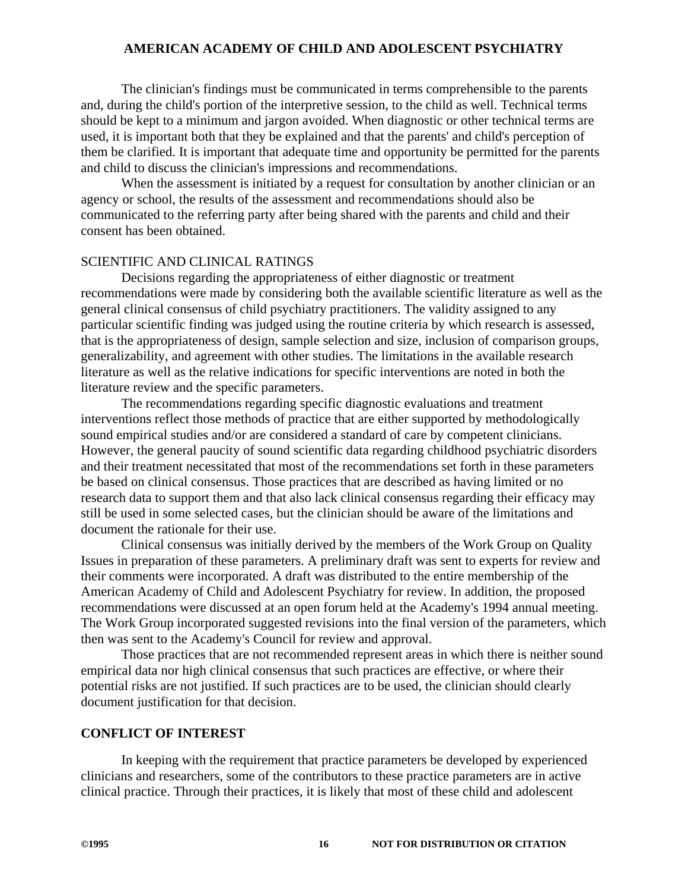The clinician's findings must be communicated in terms comprehensible to the parents and, during the child's portion of the interpretive session, to the child as well. Technical terms should be kept to a minimum and jargon avoided. When diagnostic or other technical terms are used, it is important both that they be explained and that the parents' and child's perception of them be clarified. It is important that adequate time and opportunity be permitted for the parents and child to discuss the clinician's impressions and recommendations.

When the assessment is initiated by a request for consultation by another clinician or an agency or school, the results of the assessment and recommendations should also be communicated to the referring party after being shared with the parents and child and their consent has been obtained.

## SCIENTIFIC AND CLINICAL RATINGS

Decisions regarding the appropriateness of either diagnostic or treatment recommendations were made by considering both the available scientific literature as well as the general clinical consensus of child psychiatry practitioners. The validity assigned to any particular scientific finding was judged using the routine criteria by which research is assessed, that is the appropriateness of design, sample selection and size, inclusion of comparison groups, generalizability, and agreement with other studies. The limitations in the available research literature as well as the relative indications for specific interventions are noted in both the literature review and the specific parameters.

The recommendations regarding specific diagnostic evaluations and treatment interventions reflect those methods of practice that are either supported by methodologically sound empirical studies and/or are considered a standard of care by competent clinicians. However, the general paucity of sound scientific data regarding childhood psychiatric disorders and their treatment necessitated that most of the recommendations set forth in these parameters be based on clinical consensus. Those practices that are described as having limited or no research data to support them and that also lack clinical consensus regarding their efficacy may still be used in some selected cases, but the clinician should be aware of the limitations and document the rationale for their use.

Clinical consensus was initially derived by the members of the Work Group on Quality Issues in preparation of these parameters. A preliminary draft was sent to experts for review and their comments were incorporated. A draft was distributed to the entire membership of the American Academy of Child and Adolescent Psychiatry for review. In addition, the proposed recommendations were discussed at an open forum held at the Academy's 1994 annual meeting. The Work Group incorporated suggested revisions into the final version of the parameters, which then was sent to the Academy's Council for review and approval.

Those practices that are not recommended represent areas in which there is neither sound empirical data nor high clinical consensus that such practices are effective, or where their potential risks are not justified. If such practices are to be used, the clinician should clearly document justification for that decision.

## CONFLICT OF INTEREST

In keeping with the requirement that practice parameters be developed by experienced clinicians and researchers, some of the contributors to these practice parameters are in active clinical practice. Through their practices, it is likely that most of these child and adolescent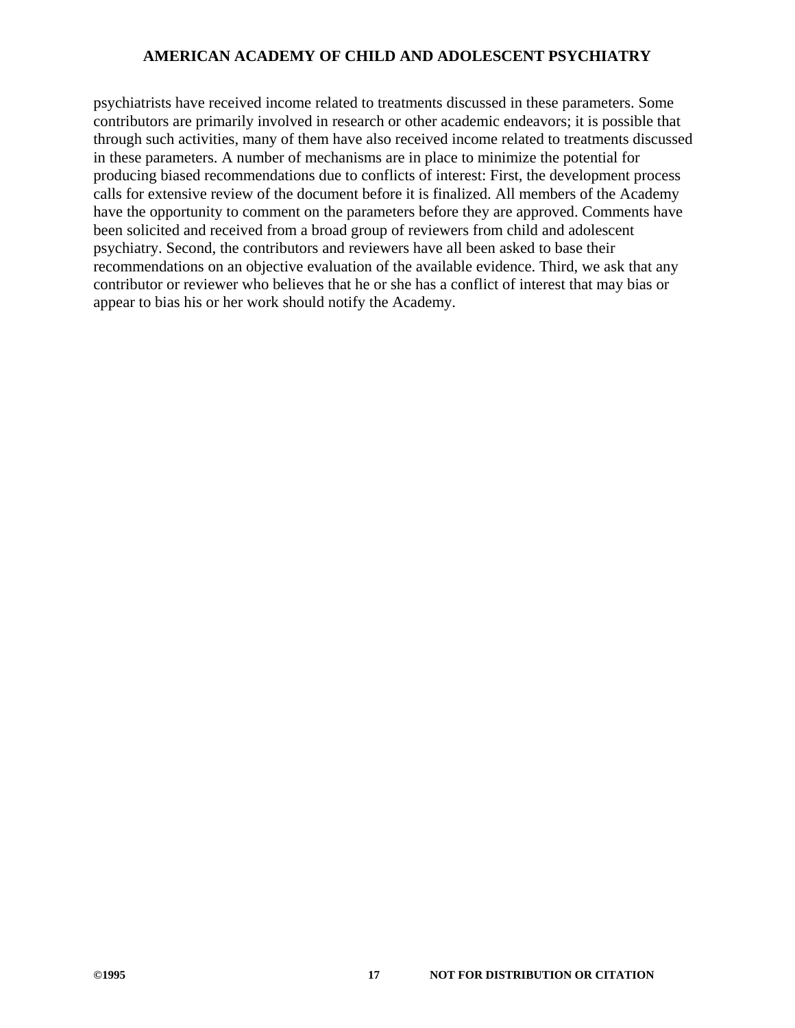psychiatrists have received income related to treatments discussed in these parameters. Some contributors are primarily involved in research or other academic endeavors; it is possible that through such activities, many of them have also received income related to treatments discussed in these parameters. A number of mechanisms are in place to minimize the potential for producing biased recommendations due to conflicts of interest: First, the development process calls for extensive review of the document before it is finalized. All members of the Academy have the opportunity to comment on the parameters before they are approved. Comments have been solicited and received from a broad group of reviewers from child and adolescent psychiatry. Second, the contributors and reviewers have all been asked to base their recommendations on an objective evaluation of the available evidence. Third, we ask that any contributor or reviewer who believes that he or she has a conflict of interest that may bias or appear to bias his or her work should notify the Academy.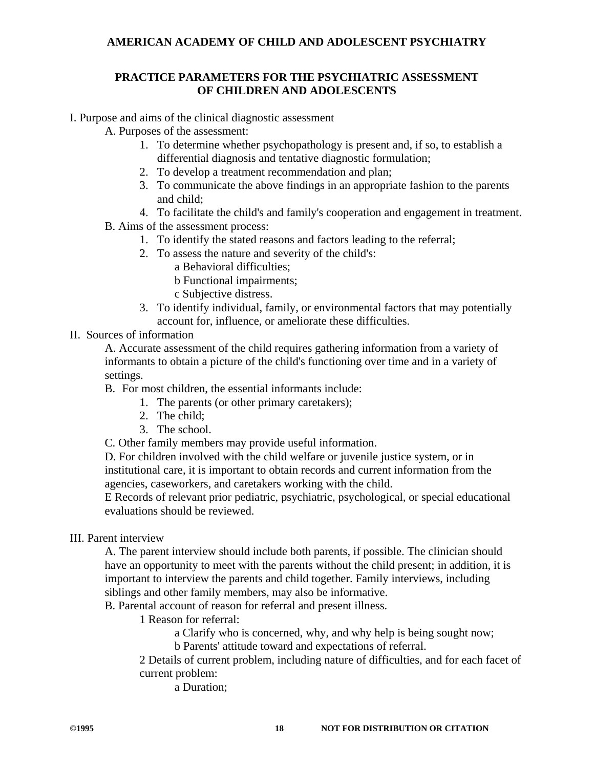**AMERICAN ACADEMY OF CHILD AND ADOLESCENT PSYCHIATRY**

**PRACTICE PARAMETERS FOR THE PSYCHIATRIC ASSESSMENT OF CHILDREN AND ADOLESCENTS**

I. Purpose and aims of the clinical diagnostic assessment

- A. Purposes of the assessment:
  1. To determine whether psychopathology is present and, if so, to establish a differential diagnosis and tentative diagnostic formulation;
  2. To develop a treatment recommendation and plan;
  3. To communicate the above findings in an appropriate fashion to the parents and child;
  4. To facilitate the child's and family's cooperation and engagement in treatment.
- B. Aims of the assessment process:
  1. To identify the stated reasons and factors leading to the referral;
  2. To assess the nature and severity of the child's:
     - a Behavioral difficulties;
     - b Functional impairments;
     - c Subjective distress.
  3. To identify individual, family, or environmental factors that may potentially account for, influence, or ameliorate these difficulties.

II. Sources of information

- A. Accurate assessment of the child requires gathering information from a variety of informants to obtain a picture of the child's functioning over time and in a variety of settings.
- B. For most children, the essential informants include:
  1. The parents (or other primary caretakers);
  2. The child;
  3. The school.
- C. Other family members may provide useful information.
- D. For children involved with the child welfare or juvenile justice system, or in institutional care, it is important to obtain records and current information from the agencies, caseworkers, and caretakers working with the child.
- E Records of relevant prior pediatric, psychiatric, psychological, or special educational evaluations should be reviewed.

III. Parent interview

- A. The parent interview should include both parents, if possible. The clinician should have an opportunity to meet with the parents without the child present; in addition, it is important to interview the parents and child together. Family interviews, including siblings and other family members, may also be informative.
- B. Parental account of reason for referral and present illness.
  - 1 Reason for referral:
    - a Clarify who is concerned, why, and why help is being sought now;
    - b Parents' attitude toward and expectations of referral.
  - 2 Details of current problem, including nature of difficulties, and for each facet of current problem:
    - a Duration;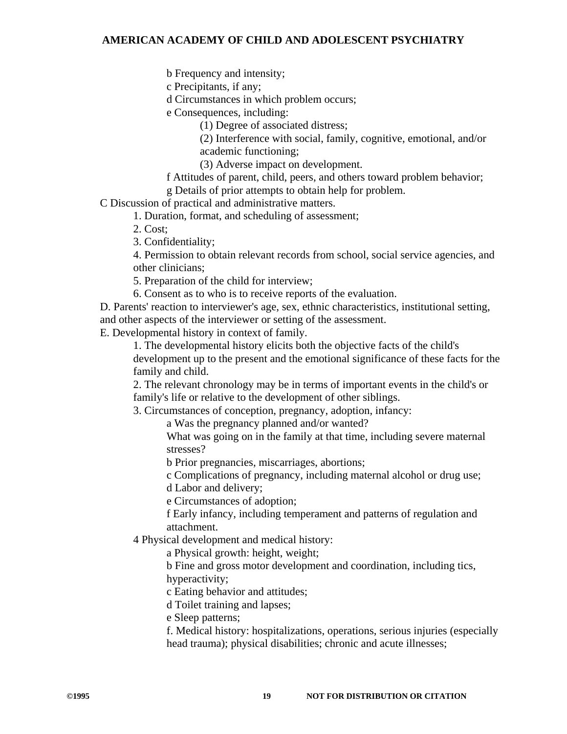b Frequency and intensity;

c Precipitants, if any;

d Circumstances in which problem occurs;

e Consequences, including:

(1) Degree of associated distress;

(2) Interference with social, family, cognitive, emotional, and/or academic functioning;

(3) Adverse impact on development.

f Attitudes of parent, child, peers, and others toward problem behavior;

g Details of prior attempts to obtain help for problem.

C Discussion of practical and administrative matters.

1. Duration, format, and scheduling of assessment;
2. Cost;
3. Confidentiality;
4. Permission to obtain relevant records from school, social service agencies, and other clinicians;
5. Preparation of the child for interview;
6. Consent as to who is to receive reports of the evaluation.

D. Parents' reaction to interviewer's age, sex, ethnic characteristics, institutional setting, and other aspects of the interviewer or setting of the assessment.

E. Developmental history in context of family.

1. The developmental history elicits both the objective facts of the child's development up to the present and the emotional significance of these facts for the family and child.
2. The relevant chronology may be in terms of important events in the child's or family's life or relative to the development of other siblings.
3. Circumstances of conception, pregnancy, adoption, infancy:

a Was the pregnancy planned and/or wanted? What was going on in the family at that time, including severe maternal stresses?

b Prior pregnancies, miscarriages, abortions;

c Complications of pregnancy, including maternal alcohol or drug use;

d Labor and delivery;

e Circumstances of adoption;

f Early infancy, including temperament and patterns of regulation and attachment.

4 Physical development and medical history:

a Physical growth: height, weight;

b Fine and gross motor development and coordination, including tics, hyperactivity;

c Eating behavior and attitudes;

d Toilet training and lapses;

e Sleep patterns;

f. Medical history: hospitalizations, operations, serious injuries (especially head trauma); physical disabilities; chronic and acute illnesses;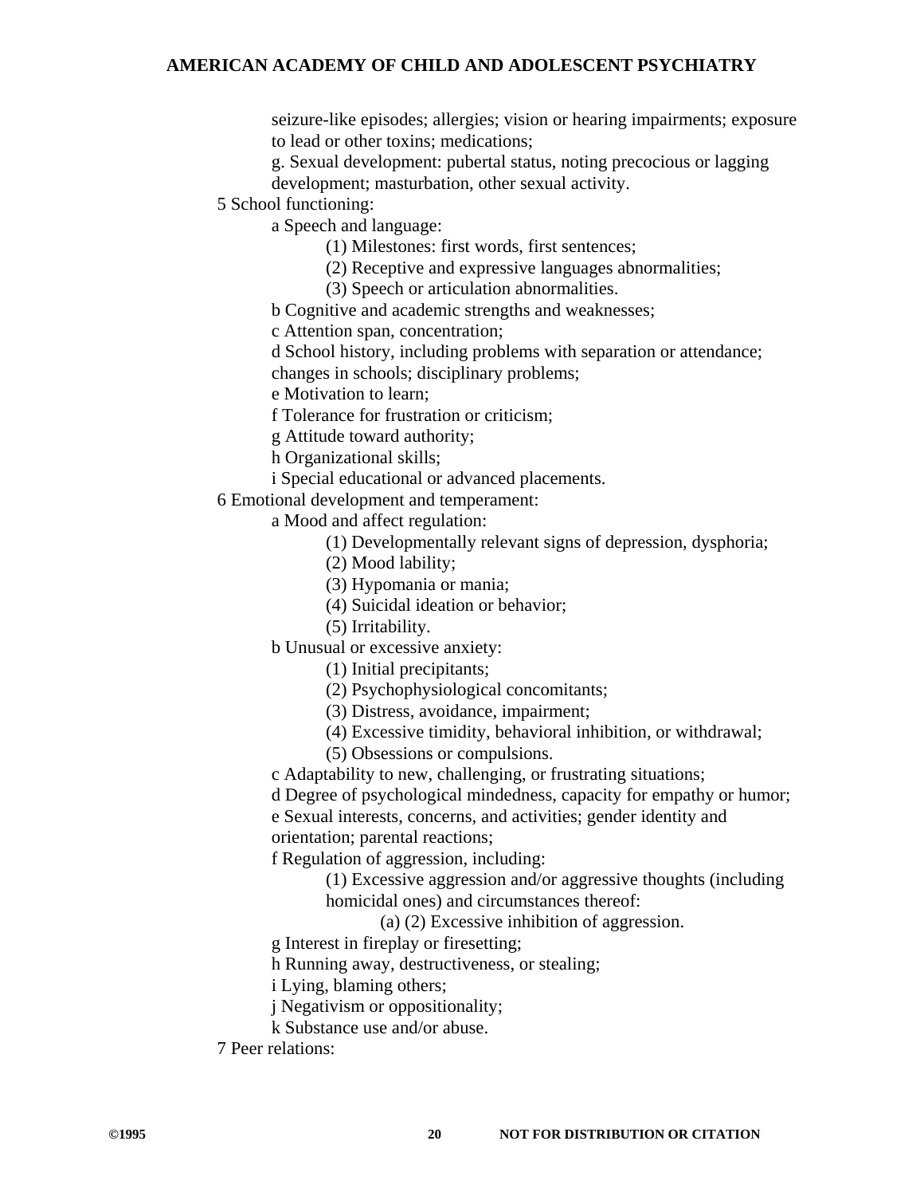seizure-like episodes; allergies; vision or hearing impairments; exposure to lead or other toxins; medications;

g. Sexual development: pubertal status, noting precocious or lagging development; masturbation, other sexual activity.

5 School functioning:

- a Speech and language:
  - (1) Milestones: first words, first sentences;
  - (2) Receptive and expressive languages abnormalities;
  - (3) Speech or articulation abnormalities.
- b Cognitive and academic strengths and weaknesses;
- c Attention span, concentration;
- d School history, including problems with separation or attendance; changes in schools; disciplinary problems;
- e Motivation to learn;
- f Tolerance for frustration or criticism;
- g Attitude toward authority;
- h Organizational skills;
- i Special educational or advanced placements.

6 Emotional development and temperament:

- a Mood and affect regulation:
  - (1) Developmentally relevant signs of depression, dysphoria;
  - (2) Mood lability;
  - (3) Hypomania or mania;
  - (4) Suicidal ideation or behavior;
  - (5) Irritability.
- b Unusual or excessive anxiety:
  - (1) Initial precipitants;
  - (2) Psychophysiological concomitants;
  - (3) Distress, avoidance, impairment;
  - (4) Excessive timidity, behavioral inhibition, or withdrawal;
  - (5) Obsessions or compulsions.
- c Adaptability to new, challenging, or frustrating situations;
- d Degree of psychological mindedness, capacity for empathy or humor;
- e Sexual interests, concerns, and activities; gender identity and orientation; parental reactions;
- f Regulation of aggression, including:
  - (1) Excessive aggression and/or aggressive thoughts (including homicidal ones) and circumstances thereof:
    - (a) (2) Excessive inhibition of aggression.
- g Interest in fireplay or firesetting;
- h Running away, destructiveness, or stealing;
- i Lying, blaming others;
- j Negativism or oppositionality;
- k Substance use and/or abuse.

7 Peer relations: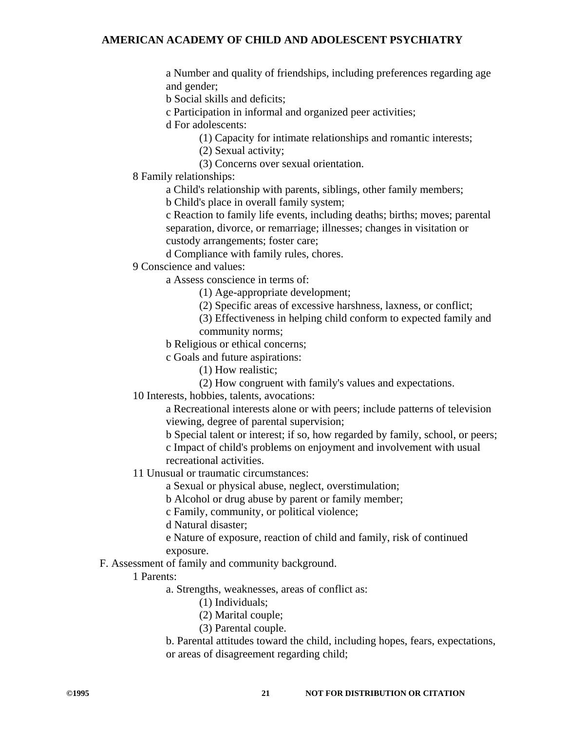- a Number and quality of friendships, including preferences regarding age and gender;
- b Social skills and deficits;
- c Participation in informal and organized peer activities;
- d For adolescents:
    - (1) Capacity for intimate relationships and romantic interests;
    - (2) Sexual activity;
    - (3) Concerns over sexual orientation.

8 Family relationships:

- a Child's relationship with parents, siblings, other family members;
- b Child's place in overall family system;
- c Reaction to family life events, including deaths; births; moves; parental separation, divorce, or remarriage; illnesses; changes in visitation or custody arrangements; foster care;
- d Compliance with family rules, chores.

9 Conscience and values:

- a Assess conscience in terms of:
    - (1) Age-appropriate development;
    - (2) Specific areas of excessive harshness, laxness, or conflict;
    - (3) Effectiveness in helping child conform to expected family and community norms;
- b Religious or ethical concerns;
- c Goals and future aspirations:
    - (1) How realistic;
    - (2) How congruent with family's values and expectations.

10 Interests, hobbies, talents, avocations:

- a Recreational interests alone or with peers; include patterns of television viewing, degree of parental supervision;
- b Special talent or interest; if so, how regarded by family, school, or peers;
- c Impact of child's problems on enjoyment and involvement with usual recreational activities.

11 Unusual or traumatic circumstances:

- a Sexual or physical abuse, neglect, overstimulation;
- b Alcohol or drug abuse by parent or family member;
- c Family, community, or political violence;
- d Natural disaster;
- e Nature of exposure, reaction of child and family, risk of continued exposure.

F. Assessment of family and community background.

1 Parents:

- a. Strengths, weaknesses, areas of conflict as:
    - (1) Individuals;
    - (2) Marital couple;
    - (3) Parental couple.
- b. Parental attitudes toward the child, including hopes, fears, expectations, or areas of disagreement regarding child;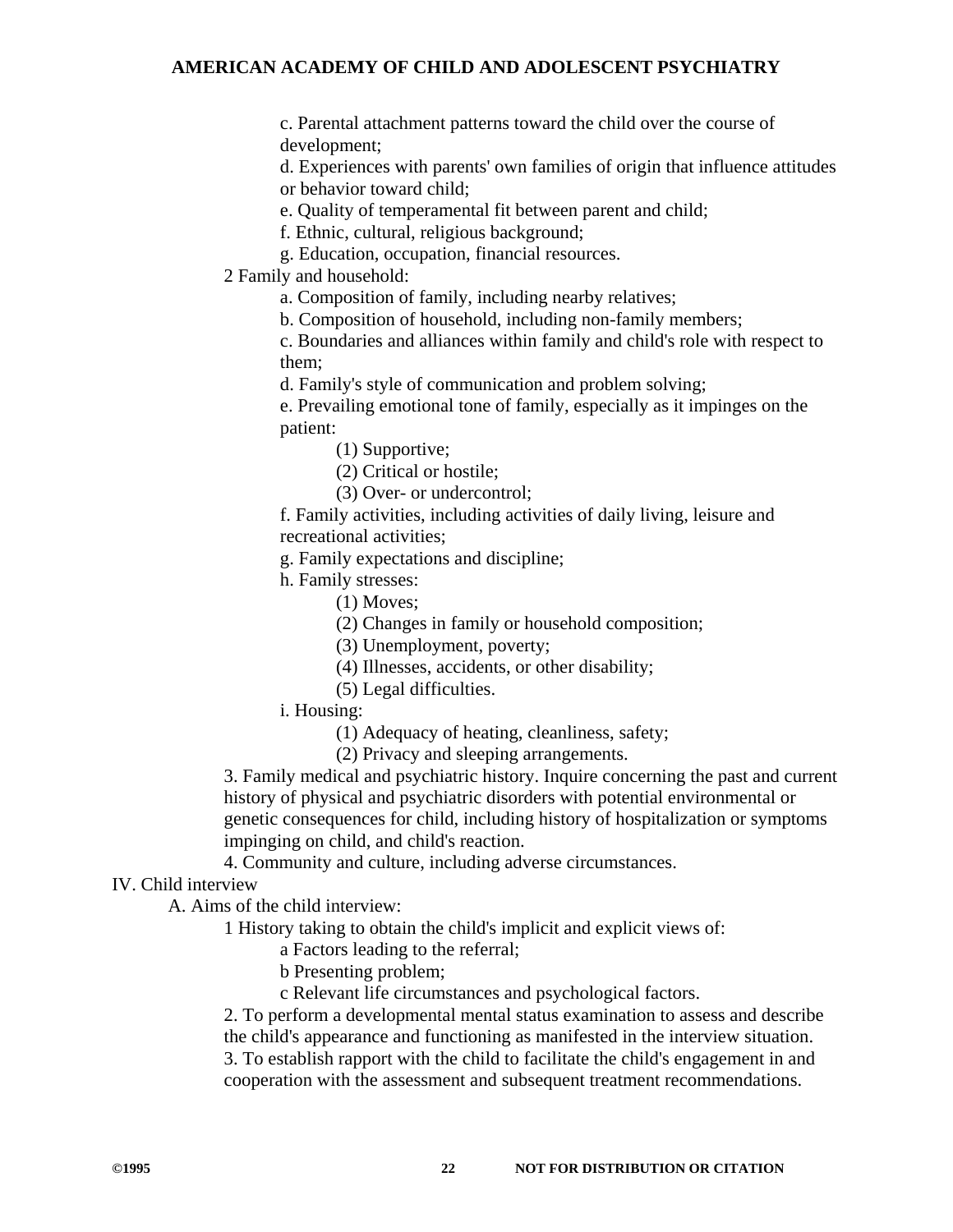c. Parental attachment patterns toward the child over the course of development;

d. Experiences with parents' own families of origin that influence attitudes or behavior toward child;

e. Quality of temperamental fit between parent and child;

f. Ethnic, cultural, religious background;

g. Education, occupation, financial resources.

2 Family and household:

a. Composition of family, including nearby relatives;

b. Composition of household, including non-family members;

c. Boundaries and alliances within family and child's role with respect to them;

d. Family's style of communication and problem solving;

e. Prevailing emotional tone of family, especially as it impinges on the patient:

(1) Supportive;

(2) Critical or hostile;

(3) Over- or undercontrol;

f. Family activities, including activities of daily living, leisure and recreational activities;

g. Family expectations and discipline;

h. Family stresses:

(1) Moves;

(2) Changes in family or household composition;

(3) Unemployment, poverty;

(4) Illnesses, accidents, or other disability;

(5) Legal difficulties.

i. Housing:

(1) Adequacy of heating, cleanliness, safety;

(2) Privacy and sleeping arrangements.

3. Family medical and psychiatric history. Inquire concerning the past and current history of physical and psychiatric disorders with potential environmental or genetic consequences for child, including history of hospitalization or symptoms impinging on child, and child's reaction.

4. Community and culture, including adverse circumstances.

IV. Child interview

A. Aims of the child interview:

1 History taking to obtain the child's implicit and explicit views of:

a Factors leading to the referral;

b Presenting problem;

c Relevant life circumstances and psychological factors.

2. To perform a developmental mental status examination to assess and describe the child's appearance and functioning as manifested in the interview situation.

3. To establish rapport with the child to facilitate the child's engagement in and cooperation with the assessment and subsequent treatment recommendations.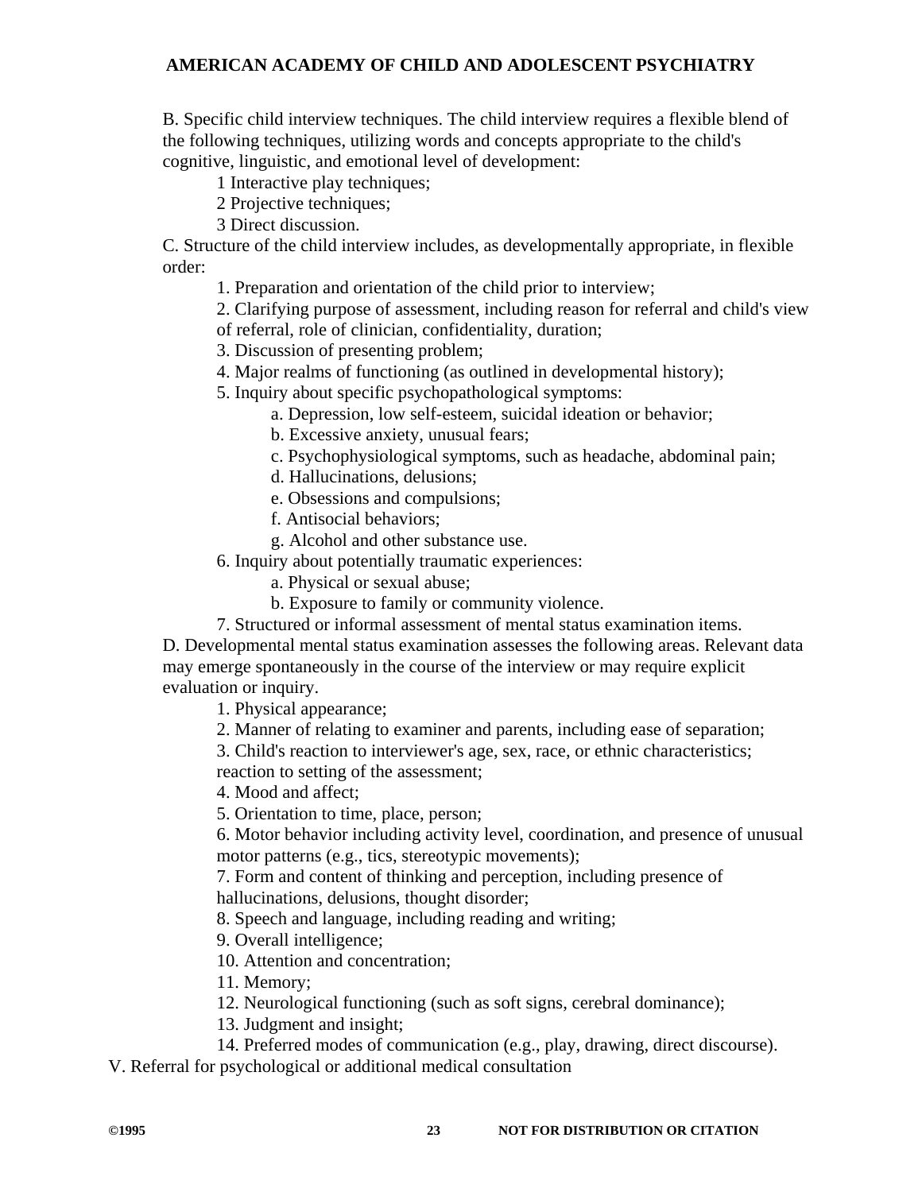B. Specific child interview techniques. The child interview requires a flexible blend of the following techniques, utilizing words and concepts appropriate to the child's cognitive, linguistic, and emotional level of development:

1 Interactive play techniques;
2 Projective techniques;
3 Direct discussion.

C. Structure of the child interview includes, as developmentally appropriate, in flexible order:

1. Preparation and orientation of the child prior to interview;
2. Clarifying purpose of assessment, including reason for referral and child's view of referral, role of clinician, confidentiality, duration;
3. Discussion of presenting problem;
4. Major realms of functioning (as outlined in developmental history);
5. Inquiry about specific psychopathological symptoms:
    a. Depression, low self-esteem, suicidal ideation or behavior;
    b. Excessive anxiety, unusual fears;
    c. Psychophysiological symptoms, such as headache, abdominal pain;
    d. Hallucinations, delusions;
    e. Obsessions and compulsions;
    f. Antisocial behaviors;
    g. Alcohol and other substance use.
6. Inquiry about potentially traumatic experiences:
    a. Physical or sexual abuse;
    b. Exposure to family or community violence.
7. Structured or informal assessment of mental status examination items.

D. Developmental mental status examination assesses the following areas. Relevant data may emerge spontaneously in the course of the interview or may require explicit evaluation or inquiry.

1. Physical appearance;
2. Manner of relating to examiner and parents, including ease of separation;
3. Child's reaction to interviewer's age, sex, race, or ethnic characteristics; reaction to setting of the assessment;
4. Mood and affect;
5. Orientation to time, place, person;
6. Motor behavior including activity level, coordination, and presence of unusual motor patterns (e.g., tics, stereotypic movements);
7. Form and content of thinking and perception, including presence of hallucinations, delusions, thought disorder;
8. Speech and language, including reading and writing;
9. Overall intelligence;
10. Attention and concentration;
11. Memory;
12. Neurological functioning (such as soft signs, cerebral dominance);
13. Judgment and insight;
14. Preferred modes of communication (e.g., play, drawing, direct discourse).

V. Referral for psychological or additional medical consultation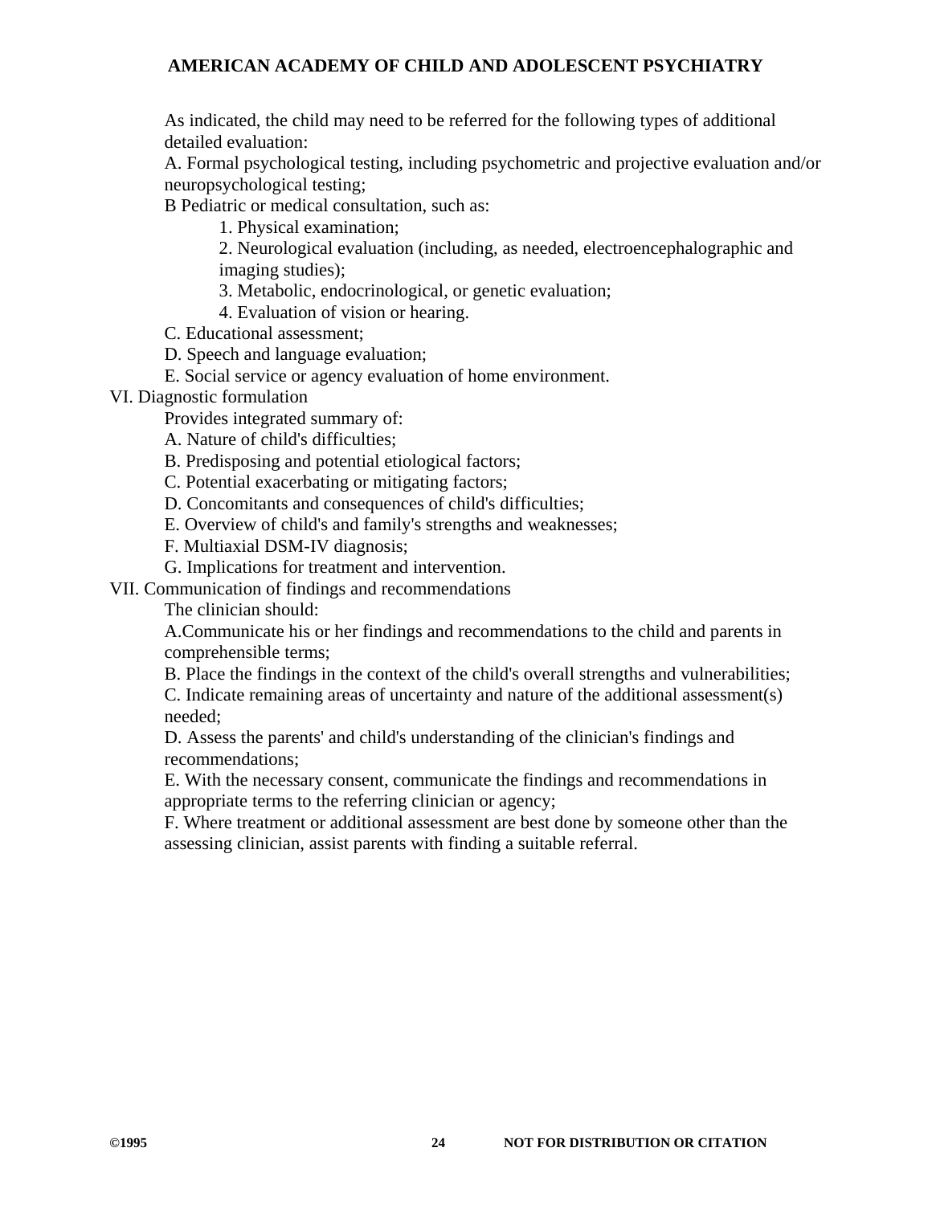As indicated, the child may need to be referred for the following types of additional detailed evaluation:

A. Formal psychological testing, including psychometric and projective evaluation and/or neuropsychological testing;

B Pediatric or medical consultation, such as:

1. Physical examination;
2. Neurological evaluation (including, as needed, electroencephalographic and imaging studies);
3. Metabolic, endocrinological, or genetic evaluation;
4. Evaluation of vision or hearing.

C. Educational assessment;

D. Speech and language evaluation;

E. Social service or agency evaluation of home environment.

VI. Diagnostic formulation

Provides integrated summary of:

A. Nature of child's difficulties;

B. Predisposing and potential etiological factors;

C. Potential exacerbating or mitigating factors;

D. Concomitants and consequences of child's difficulties;

E. Overview of child's and family's strengths and weaknesses;

F. Multiaxial DSM-IV diagnosis;

G. Implications for treatment and intervention.

VII. Communication of findings and recommendations

The clinician should:

A.Communicate his or her findings and recommendations to the child and parents in comprehensible terms;

B. Place the findings in the context of the child's overall strengths and vulnerabilities;

C. Indicate remaining areas of uncertainty and nature of the additional assessment(s) needed;

D. Assess the parents' and child's understanding of the clinician's findings and recommendations;

E. With the necessary consent, communicate the findings and recommendations in appropriate terms to the referring clinician or agency;

F. Where treatment or additional assessment are best done by someone other than the assessing clinician, assist parents with finding a suitable referral.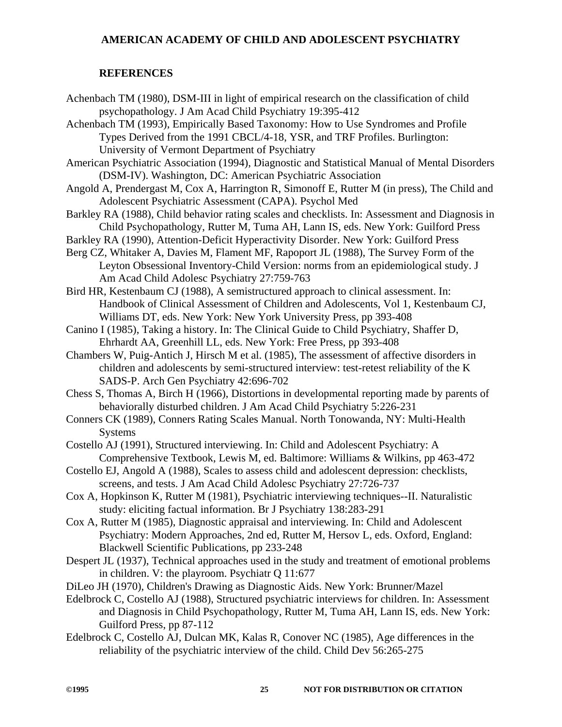## REFERENCES

Achenbach TM (1980), DSM-III in light of empirical research on the classification of child psychopathology. J Am Acad Child Psychiatry 19:395-412

Achenbach TM (1993), Empirically Based Taxonomy: How to Use Syndromes and Profile Types Derived from the 1991 CBCL/4-18, YSR, and TRF Profiles. Burlington: University of Vermont Department of Psychiatry

American Psychiatric Association (1994), Diagnostic and Statistical Manual of Mental Disorders (DSM-IV). Washington, DC: American Psychiatric Association

Angold A, Prendergast M, Cox A, Harrington R, Simonoff E, Rutter M (in press), The Child and Adolescent Psychiatric Assessment (CAPA). Psychol Med

Barkley RA (1988), Child behavior rating scales and checklists. In: Assessment and Diagnosis in Child Psychopathology, Rutter M, Tuma AH, Lann IS, eds. New York: Guilford Press

Barkley RA (1990), Attention-Deficit Hyperactivity Disorder. New York: Guilford Press

Berg CZ, Whitaker A, Davies M, Flament MF, Rapoport JL (1988), The Survey Form of the Leyton Obsessional Inventory-Child Version: norms from an epidemiological study. J Am Acad Child Adolesc Psychiatry 27:759-763

Bird HR, Kestenbaum CJ (1988), A semistructured approach to clinical assessment. In: Handbook of Clinical Assessment of Children and Adolescents, Vol 1, Kestenbaum CJ, Williams DT, eds. New York: New York University Press, pp 393-408

Canino I (1985), Taking a history. In: The Clinical Guide to Child Psychiatry, Shaffer D, Ehrhardt AA, Greenhill LL, eds. New York: Free Press, pp 393-408

Chambers W, Puig-Antich J, Hirsch M et al. (1985), The assessment of affective disorders in children and adolescents by semi-structured interview: test-retest reliability of the K SADS-P. Arch Gen Psychiatry 42:696-702

Chess S, Thomas A, Birch H (1966), Distortions in developmental reporting made by parents of behaviorally disturbed children. J Am Acad Child Psychiatry 5:226-231

Conners CK (1989), Conners Rating Scales Manual. North Tonowanda, NY: Multi-Health Systems

Costello AJ (1991), Structured interviewing. In: Child and Adolescent Psychiatry: A Comprehensive Textbook, Lewis M, ed. Baltimore: Williams & Wilkins, pp 463-472

Costello EJ, Angold A (1988), Scales to assess child and adolescent depression: checklists, screens, and tests. J Am Acad Child Adolesc Psychiatry 27:726-737

Cox A, Hopkinson K, Rutter M (1981), Psychiatric interviewing techniques--II. Naturalistic study: eliciting factual information. Br J Psychiatry 138:283-291

Cox A, Rutter M (1985), Diagnostic appraisal and interviewing. In: Child and Adolescent Psychiatry: Modern Approaches, 2nd ed, Rutter M, Hersov L, eds. Oxford, England: Blackwell Scientific Publications, pp 233-248

Despert JL (1937), Technical approaches used in the study and treatment of emotional problems in children. V: the playroom. Psychiatr Q 11:677

DiLeo JH (1970), Children's Drawing as Diagnostic Aids. New York: Brunner/Mazel

Edelbrock C, Costello AJ (1988), Structured psychiatric interviews for children. In: Assessment and Diagnosis in Child Psychopathology, Rutter M, Tuma AH, Lann IS, eds. New York: Guilford Press, pp 87-112

Edelbrock C, Costello AJ, Dulcan MK, Kalas R, Conover NC (1985), Age differences in the reliability of the psychiatric interview of the child. Child Dev 56:265-275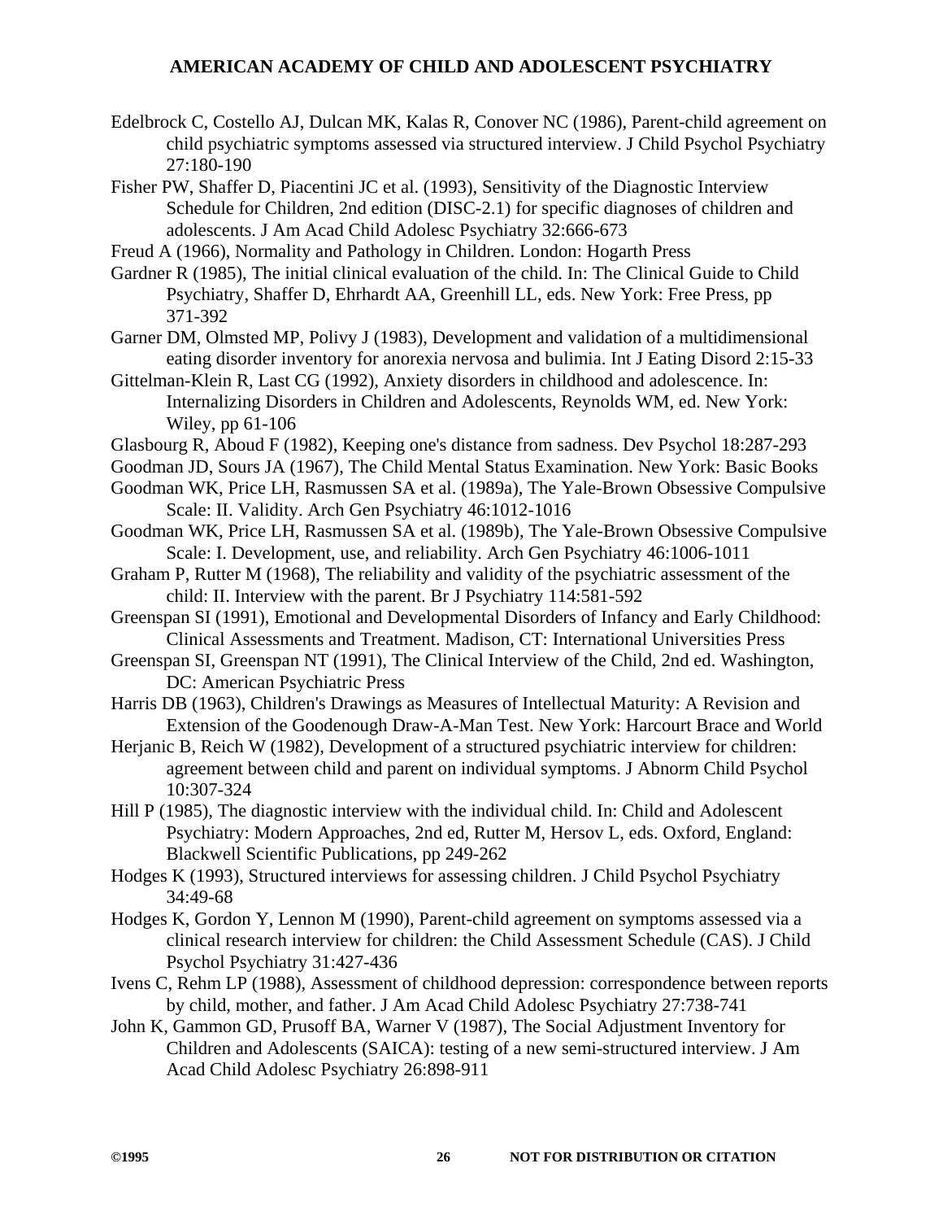Edelbrock C, Costello AJ, Dulcan MK, Kalas R, Conover NC (1986), Parent-child agreement on child psychiatric symptoms assessed via structured interview. J Child Psychol Psychiatry 27:180-190

Fisher PW, Shaffer D, Piacentini JC et al. (1993), Sensitivity of the Diagnostic Interview Schedule for Children, 2nd edition (DISC-2.1) for specific diagnoses of children and adolescents. J Am Acad Child Adolesc Psychiatry 32:666-673

Freud A (1966), Normality and Pathology in Children. London: Hogarth Press

Gardner R (1985), The initial clinical evaluation of the child. In: The Clinical Guide to Child Psychiatry, Shaffer D, Ehrhardt AA, Greenhill LL, eds. New York: Free Press, pp 371-392

Garner DM, Olmsted MP, Polivy J (1983), Development and validation of a multidimensional eating disorder inventory for anorexia nervosa and bulimia. Int J Eating Disord 2:15-33

Gittelman-Klein R, Last CG (1992), Anxiety disorders in childhood and adolescence. In: Internalizing Disorders in Children and Adolescents, Reynolds WM, ed. New York: Wiley, pp 61-106

Glasbourg R, Aboud F (1982), Keeping one's distance from sadness. Dev Psychol 18:287-293

Goodman JD, Sours JA (1967), The Child Mental Status Examination. New York: Basic Books

Goodman WK, Price LH, Rasmussen SA et al. (1989a), The Yale-Brown Obsessive Compulsive Scale: II. Validity. Arch Gen Psychiatry 46:1012-1016

Goodman WK, Price LH, Rasmussen SA et al. (1989b), The Yale-Brown Obsessive Compulsive Scale: I. Development, use, and reliability. Arch Gen Psychiatry 46:1006-1011

Graham P, Rutter M (1968), The reliability and validity of the psychiatric assessment of the child: II. Interview with the parent. Br J Psychiatry 114:581-592

Greenspan SI (1991), Emotional and Developmental Disorders of Infancy and Early Childhood: Clinical Assessments and Treatment. Madison, CT: International Universities Press

Greenspan SI, Greenspan NT (1991), The Clinical Interview of the Child, 2nd ed. Washington, DC: American Psychiatric Press

Harris DB (1963), Children's Drawings as Measures of Intellectual Maturity: A Revision and Extension of the Goodenough Draw-A-Man Test. New York: Harcourt Brace and World

Herjanic B, Reich W (1982), Development of a structured psychiatric interview for children: agreement between child and parent on individual symptoms. J Abnorm Child Psychol 10:307-324

Hill P (1985), The diagnostic interview with the individual child. In: Child and Adolescent Psychiatry: Modern Approaches, 2nd ed, Rutter M, Hersov L, eds. Oxford, England: Blackwell Scientific Publications, pp 249-262

Hodges K (1993), Structured interviews for assessing children. J Child Psychol Psychiatry 34:49-68

Hodges K, Gordon Y, Lennon M (1990), Parent-child agreement on symptoms assessed via a clinical research interview for children: the Child Assessment Schedule (CAS). J Child Psychol Psychiatry 31:427-436

Ivens C, Rehm LP (1988), Assessment of childhood depression: correspondence between reports by child, mother, and father. J Am Acad Child Adolesc Psychiatry 27:738-741

John K, Gammon GD, Prusoff BA, Warner V (1987), The Social Adjustment Inventory for Children and Adolescents (SAICA): testing of a new semi-structured interview. J Am Acad Child Adolesc Psychiatry 26:898-911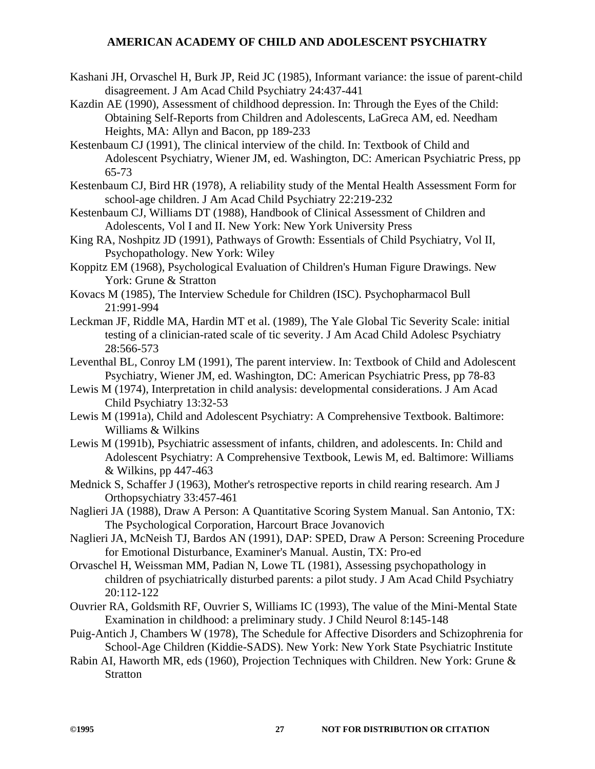Kashani JH, Orvaschel H, Burk JP, Reid JC (1985), Informant variance: the issue of parent-child disagreement. J Am Acad Child Psychiatry 24:437-441

Kazdin AE (1990), Assessment of childhood depression. In: Through the Eyes of the Child: Obtaining Self-Reports from Children and Adolescents, LaGreca AM, ed. Needham Heights, MA: Allyn and Bacon, pp 189-233

Kestenbaum CJ (1991), The clinical interview of the child. In: Textbook of Child and Adolescent Psychiatry, Wiener JM, ed. Washington, DC: American Psychiatric Press, pp 65-73

Kestenbaum CJ, Bird HR (1978), A reliability study of the Mental Health Assessment Form for school-age children. J Am Acad Child Psychiatry 22:219-232

Kestenbaum CJ, Williams DT (1988), Handbook of Clinical Assessment of Children and Adolescents, Vol I and II. New York: New York University Press

King RA, Noshpitz JD (1991), Pathways of Growth: Essentials of Child Psychiatry, Vol II, Psychopathology. New York: Wiley

Koppitz EM (1968), Psychological Evaluation of Children's Human Figure Drawings. New York: Grune & Stratton

Kovacs M (1985), The Interview Schedule for Children (ISC). Psychopharmacol Bull 21:991-994

Leckman JF, Riddle MA, Hardin MT et al. (1989), The Yale Global Tic Severity Scale: initial testing of a clinician-rated scale of tic severity. J Am Acad Child Adolesc Psychiatry 28:566-573

Leventhal BL, Conroy LM (1991), The parent interview. In: Textbook of Child and Adolescent Psychiatry, Wiener JM, ed. Washington, DC: American Psychiatric Press, pp 78-83

Lewis M (1974), Interpretation in child analysis: developmental considerations. J Am Acad Child Psychiatry 13:32-53

Lewis M (1991a), Child and Adolescent Psychiatry: A Comprehensive Textbook. Baltimore: Williams & Wilkins

Lewis M (1991b), Psychiatric assessment of infants, children, and adolescents. In: Child and Adolescent Psychiatry: A Comprehensive Textbook, Lewis M, ed. Baltimore: Williams & Wilkins, pp 447-463

Mednick S, Schaffer J (1963), Mother's retrospective reports in child rearing research. Am J Orthopsychiatry 33:457-461

Naglieri JA (1988), Draw A Person: A Quantitative Scoring System Manual. San Antonio, TX: The Psychological Corporation, Harcourt Brace Jovanovich

Naglieri JA, McNeish TJ, Bardos AN (1991), DAP: SPED, Draw A Person: Screening Procedure for Emotional Disturbance, Examiner's Manual. Austin, TX: Pro-ed

Orvaschel H, Weissman MM, Padian N, Lowe TL (1981), Assessing psychopathology in children of psychiatrically disturbed parents: a pilot study. J Am Acad Child Psychiatry 20:112-122

Ouvrier RA, Goldsmith RF, Ouvrier S, Williams IC (1993), The value of the Mini-Mental State Examination in childhood: a preliminary study. J Child Neurol 8:145-148

Puig-Antich J, Chambers W (1978), The Schedule for Affective Disorders and Schizophrenia for School-Age Children (Kiddie-SADS). New York: New York State Psychiatric Institute

Rabin AI, Haworth MR, eds (1960), Projection Techniques with Children. New York: Grune & Stratton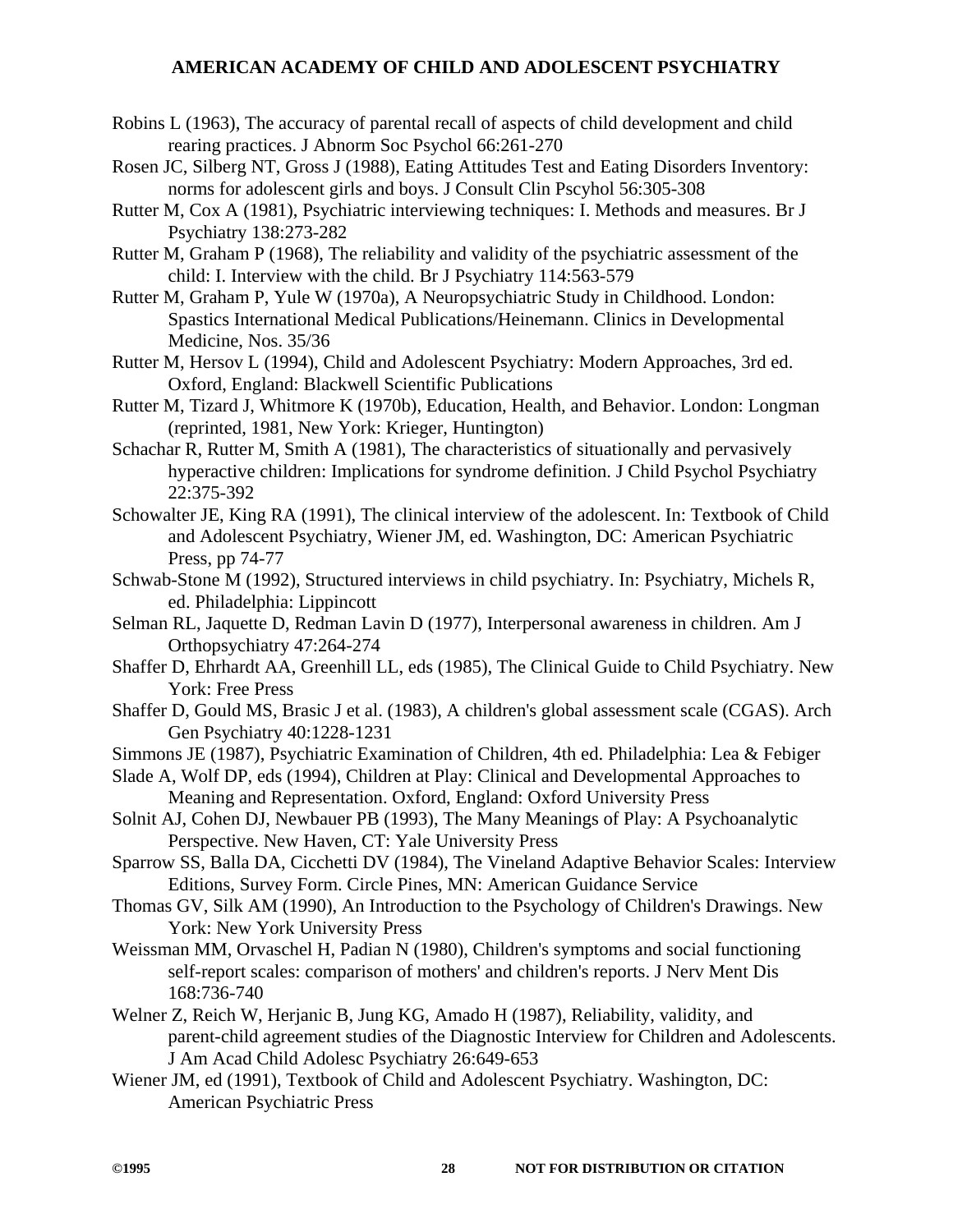Robins L (1963), The accuracy of parental recall of aspects of child development and child rearing practices. J Abnorm Soc Psychol 66:261-270

Rosen JC, Silberg NT, Gross J (1988), Eating Attitudes Test and Eating Disorders Inventory: norms for adolescent girls and boys. J Consult Clin Pscyhol 56:305-308

Rutter M, Cox A (1981), Psychiatric interviewing techniques: I. Methods and measures. Br J Psychiatry 138:273-282

Rutter M, Graham P (1968), The reliability and validity of the psychiatric assessment of the child: I. Interview with the child. Br J Psychiatry 114:563-579

Rutter M, Graham P, Yule W (1970a), A Neuropsychiatric Study in Childhood. London: Spastics International Medical Publications/Heinemann. Clinics in Developmental Medicine, Nos. 35/36

Rutter M, Hersov L (1994), Child and Adolescent Psychiatry: Modern Approaches, 3rd ed. Oxford, England: Blackwell Scientific Publications

Rutter M, Tizard J, Whitmore K (1970b), Education, Health, and Behavior. London: Longman (reprinted, 1981, New York: Krieger, Huntington)

Schachar R, Rutter M, Smith A (1981), The characteristics of situationally and pervasively hyperactive children: Implications for syndrome definition. J Child Psychol Psychiatry 22:375-392

Schowalter JE, King RA (1991), The clinical interview of the adolescent. In: Textbook of Child and Adolescent Psychiatry, Wiener JM, ed. Washington, DC: American Psychiatric Press, pp 74-77

Schwab-Stone M (1992), Structured interviews in child psychiatry. In: Psychiatry, Michels R, ed. Philadelphia: Lippincott

Selman RL, Jaquette D, Redman Lavin D (1977), Interpersonal awareness in children. Am J Orthopsychiatry 47:264-274

Shaffer D, Ehrhardt AA, Greenhill LL, eds (1985), The Clinical Guide to Child Psychiatry. New York: Free Press

Shaffer D, Gould MS, Brasic J et al. (1983), A children's global assessment scale (CGAS). Arch Gen Psychiatry 40:1228-1231

Simmons JE (1987), Psychiatric Examination of Children, 4th ed. Philadelphia: Lea & Febiger

Slade A, Wolf DP, eds (1994), Children at Play: Clinical and Developmental Approaches to Meaning and Representation. Oxford, England: Oxford University Press

Solnit AJ, Cohen DJ, Newbauer PB (1993), The Many Meanings of Play: A Psychoanalytic Perspective. New Haven, CT: Yale University Press

Sparrow SS, Balla DA, Cicchetti DV (1984), The Vineland Adaptive Behavior Scales: Interview Editions, Survey Form. Circle Pines, MN: American Guidance Service

Thomas GV, Silk AM (1990), An Introduction to the Psychology of Children's Drawings. New York: New York University Press

Weissman MM, Orvaschel H, Padian N (1980), Children's symptoms and social functioning self-report scales: comparison of mothers' and children's reports. J Nerv Ment Dis 168:736-740

Welner Z, Reich W, Herjanic B, Jung KG, Amado H (1987), Reliability, validity, and parent-child agreement studies of the Diagnostic Interview for Children and Adolescents. J Am Acad Child Adolesc Psychiatry 26:649-653

Wiener JM, ed (1991), Textbook of Child and Adolescent Psychiatry. Washington, DC: American Psychiatric Press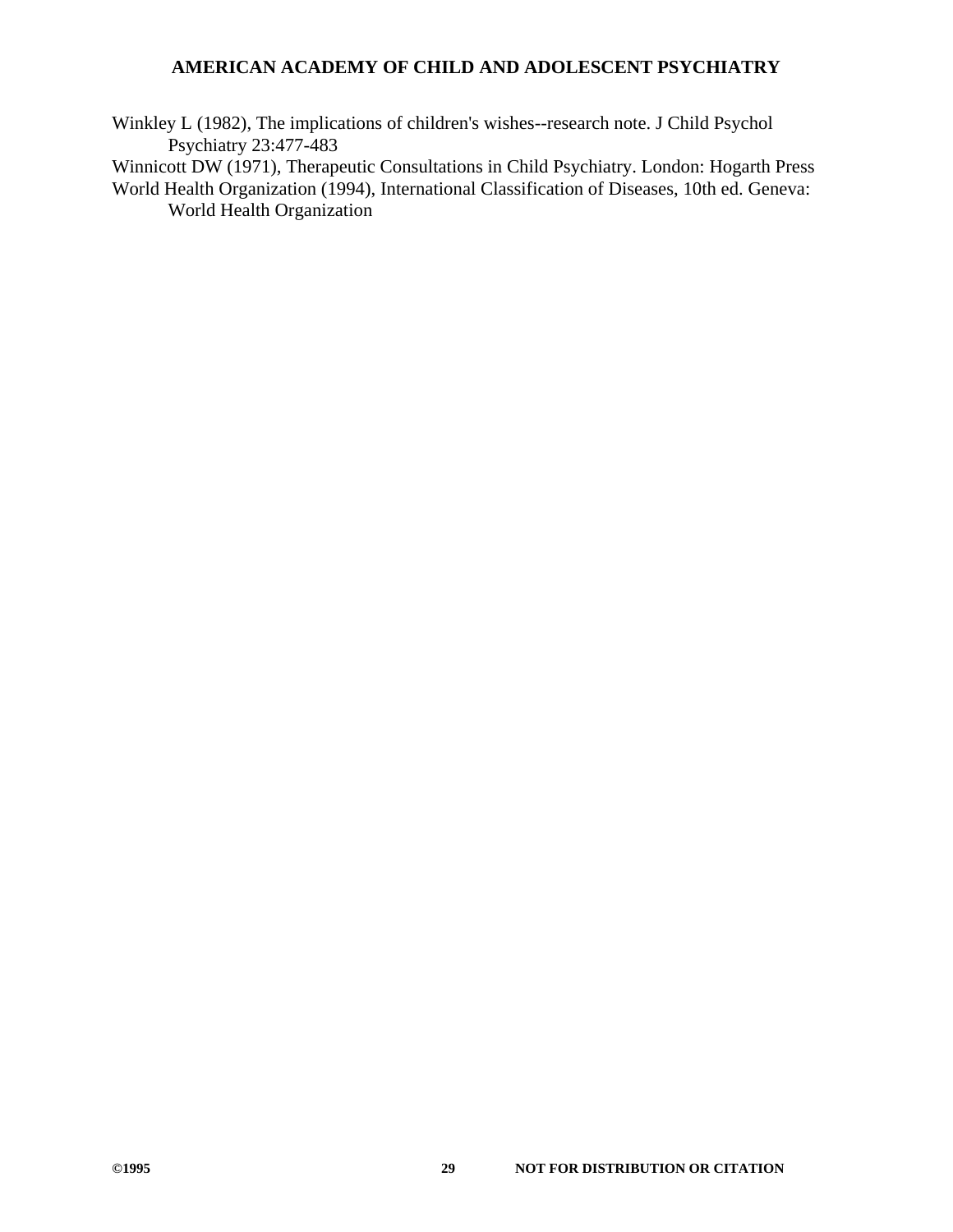Winkley L (1982), The implications of children's wishes--research note. J Child Psychol Psychiatry 23:477-483

Winnicott DW (1971), Therapeutic Consultations in Child Psychiatry. London: Hogarth Press

World Health Organization (1994), International Classification of Diseases, 10th ed. Geneva: World Health Organization